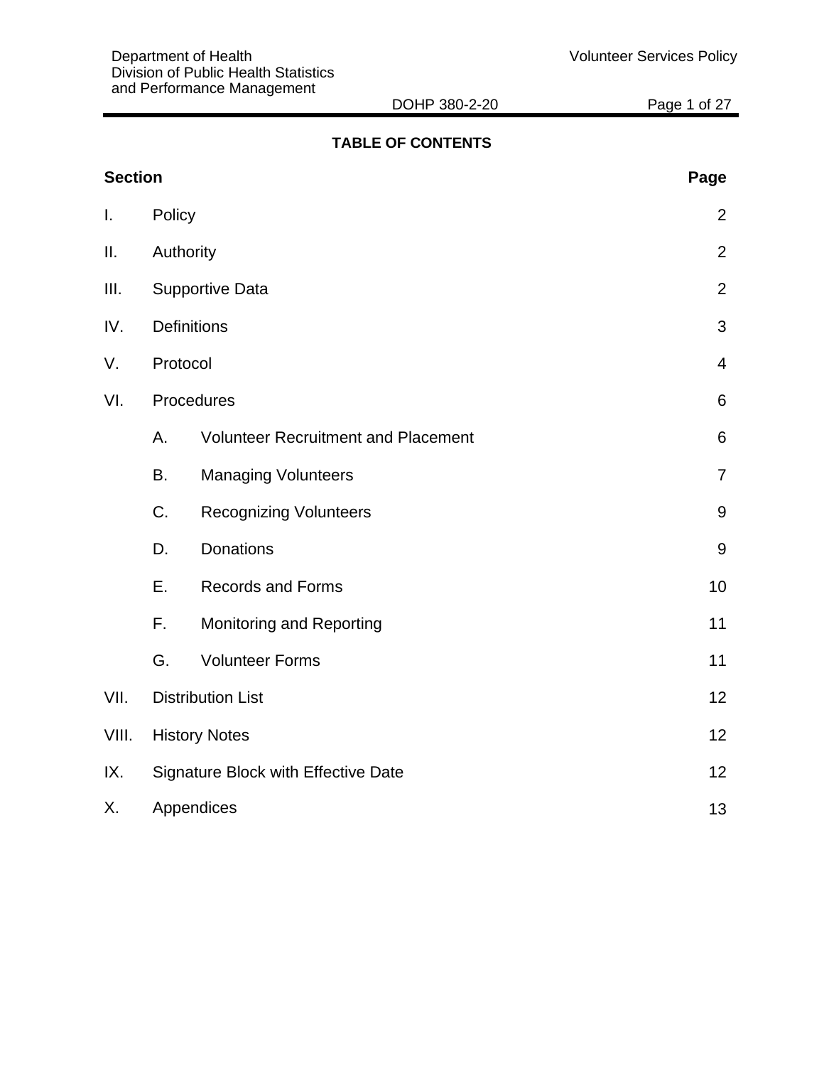## TABLE OF CONTENTS

| Section | | | Page |
|---|---|---|---|
| I. | Policy | | 2 |
| II. | Authority | | 2 |
| III. | Supportive Data | | 2 |
| IV. | Definitions | | 3 |
| V. | Protocol | | 4 |
| VI. | Procedures | | 6 |
| | A. | Volunteer Recruitment and Placement | 6 |
| | B. | Managing Volunteers | 7 |
| | C. | Recognizing Volunteers | 9 |
| | D. | Donations | 9 |
| | E. | Records and Forms | 10 |
| | F. | Monitoring and Reporting | 11 |
| | G. | Volunteer Forms | 11 |
| VII. | Distribution List | | 12 |
| VIII. | History Notes | | 12 |
| IX. | Signature Block with Effective Date | | 12 |
| X. | Appendices | | 13 |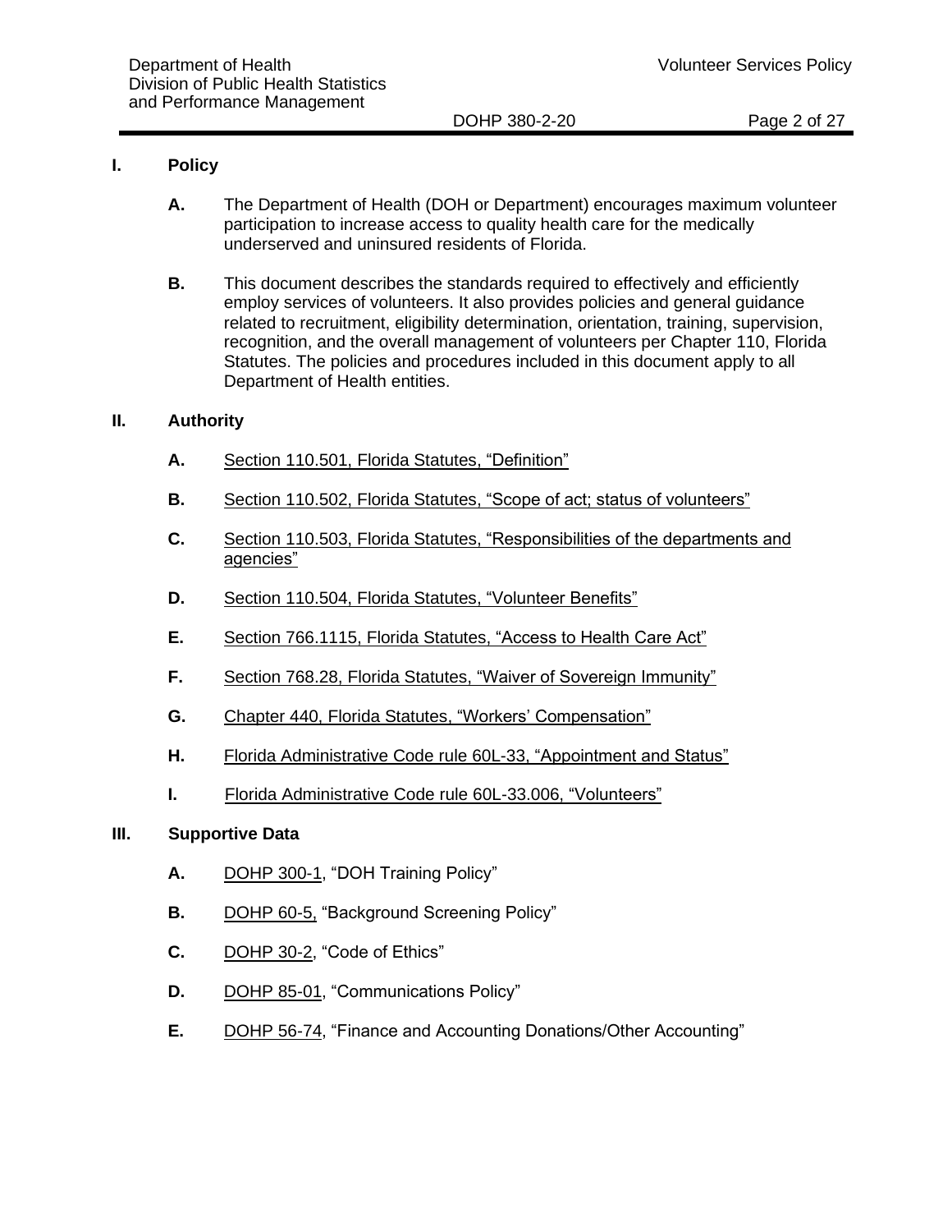## I. Policy

**A.** The Department of Health (DOH or Department) encourages maximum volunteer participation to increase access to quality health care for the medically underserved and uninsured residents of Florida.

**B.** This document describes the standards required to effectively and efficiently employ services of volunteers. It also provides policies and general guidance related to recruitment, eligibility determination, orientation, training, supervision, recognition, and the overall management of volunteers per Chapter 110, Florida Statutes. The policies and procedures included in this document apply to all Department of Health entities.

## II. Authority

**A.** Section 110.501, Florida Statutes, "Definition"

**B.** Section 110.502, Florida Statutes, "Scope of act; status of volunteers"

**C.** Section 110.503, Florida Statutes, "Responsibilities of the departments and agencies"

**D.** Section 110.504, Florida Statutes, "Volunteer Benefits"

**E.** Section 766.1115, Florida Statutes, "Access to Health Care Act"

**F.** Section 768.28, Florida Statutes, "Waiver of Sovereign Immunity"

**G.** Chapter 440, Florida Statutes, "Workers' Compensation"

**H.** Florida Administrative Code rule 60L-33, "Appointment and Status"

**I.** Florida Administrative Code rule 60L-33.006, "Volunteers"

## III. Supportive Data

**A.** DOHP 300-1, "DOH Training Policy"

**B.** DOHP 60-5, "Background Screening Policy"

**C.** DOHP 30-2, "Code of Ethics"

**D.** DOHP 85-01, "Communications Policy"

**E.** DOHP 56-74, "Finance and Accounting Donations/Other Accounting"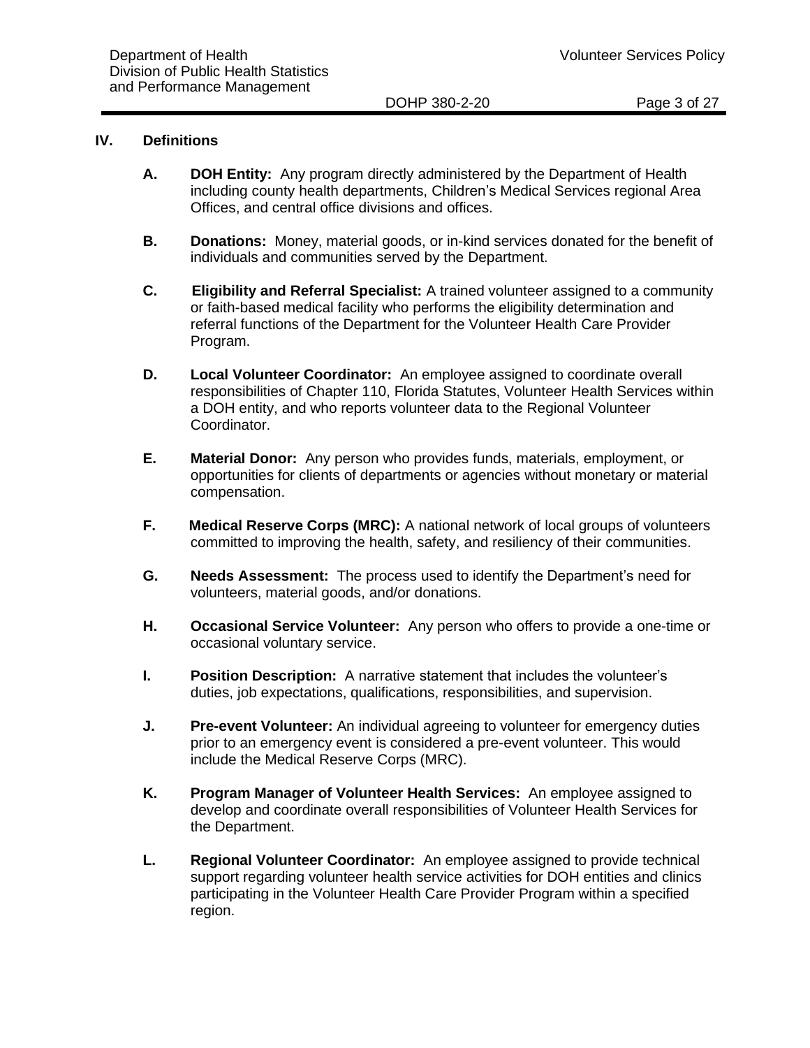## IV. Definitions

**A. DOH Entity:** Any program directly administered by the Department of Health including county health departments, Children's Medical Services regional Area Offices, and central office divisions and offices.

**B. Donations:** Money, material goods, or in-kind services donated for the benefit of individuals and communities served by the Department.

**C. Eligibility and Referral Specialist:** A trained volunteer assigned to a community or faith-based medical facility who performs the eligibility determination and referral functions of the Department for the Volunteer Health Care Provider Program.

**D. Local Volunteer Coordinator:** An employee assigned to coordinate overall responsibilities of Chapter 110, Florida Statutes, Volunteer Health Services within a DOH entity, and who reports volunteer data to the Regional Volunteer Coordinator.

**E. Material Donor:** Any person who provides funds, materials, employment, or opportunities for clients of departments or agencies without monetary or material compensation.

**F. Medical Reserve Corps (MRC):** A national network of local groups of volunteers committed to improving the health, safety, and resiliency of their communities.

**G. Needs Assessment:** The process used to identify the Department's need for volunteers, material goods, and/or donations.

**H. Occasional Service Volunteer:** Any person who offers to provide a one-time or occasional voluntary service.

**I. Position Description:** A narrative statement that includes the volunteer's duties, job expectations, qualifications, responsibilities, and supervision.

**J. Pre-event Volunteer:** An individual agreeing to volunteer for emergency duties prior to an emergency event is considered a pre-event volunteer. This would include the Medical Reserve Corps (MRC).

**K. Program Manager of Volunteer Health Services:** An employee assigned to develop and coordinate overall responsibilities of Volunteer Health Services for the Department.

**L. Regional Volunteer Coordinator:** An employee assigned to provide technical support regarding volunteer health service activities for DOH entities and clinics participating in the Volunteer Health Care Provider Program within a specified region.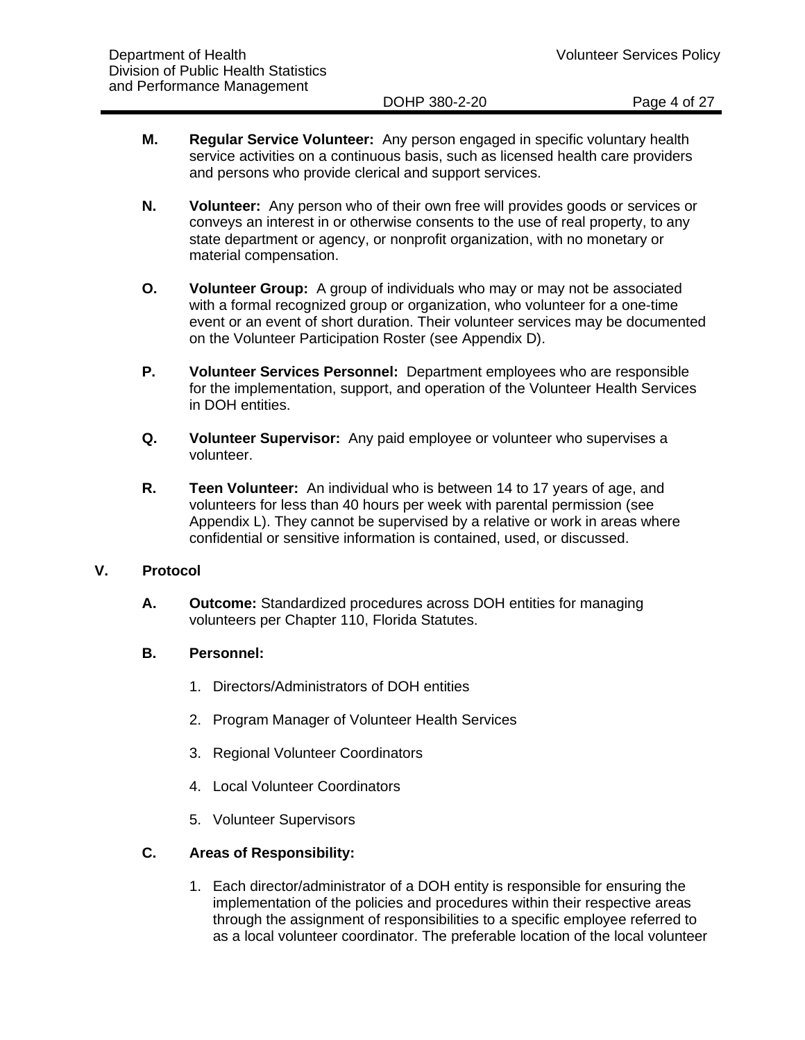**M.** **Regular Service Volunteer:** Any person engaged in specific voluntary health service activities on a continuous basis, such as licensed health care providers and persons who provide clerical and support services.

**N.** **Volunteer:** Any person who of their own free will provides goods or services or conveys an interest in or otherwise consents to the use of real property, to any state department or agency, or nonprofit organization, with no monetary or material compensation.

**O.** **Volunteer Group:** A group of individuals who may or may not be associated with a formal recognized group or organization, who volunteer for a one-time event or an event of short duration. Their volunteer services may be documented on the Volunteer Participation Roster (see Appendix D).

**P.** **Volunteer Services Personnel:** Department employees who are responsible for the implementation, support, and operation of the Volunteer Health Services in DOH entities.

**Q.** **Volunteer Supervisor:** Any paid employee or volunteer who supervises a volunteer.

**R.** **Teen Volunteer:** An individual who is between 14 to 17 years of age, and volunteers for less than 40 hours per week with parental permission (see Appendix L). They cannot be supervised by a relative or work in areas where confidential or sensitive information is contained, used, or discussed.

## V. Protocol

**A.** **Outcome:** Standardized procedures across DOH entities for managing volunteers per Chapter 110, Florida Statutes.

**B.** **Personnel:**

1. Directors/Administrators of DOH entities
2. Program Manager of Volunteer Health Services
3. Regional Volunteer Coordinators
4. Local Volunteer Coordinators
5. Volunteer Supervisors

**C.** **Areas of Responsibility:**

1. Each director/administrator of a DOH entity is responsible for ensuring the implementation of the policies and procedures within their respective areas through the assignment of responsibilities to a specific employee referred to as a local volunteer coordinator. The preferable location of the local volunteer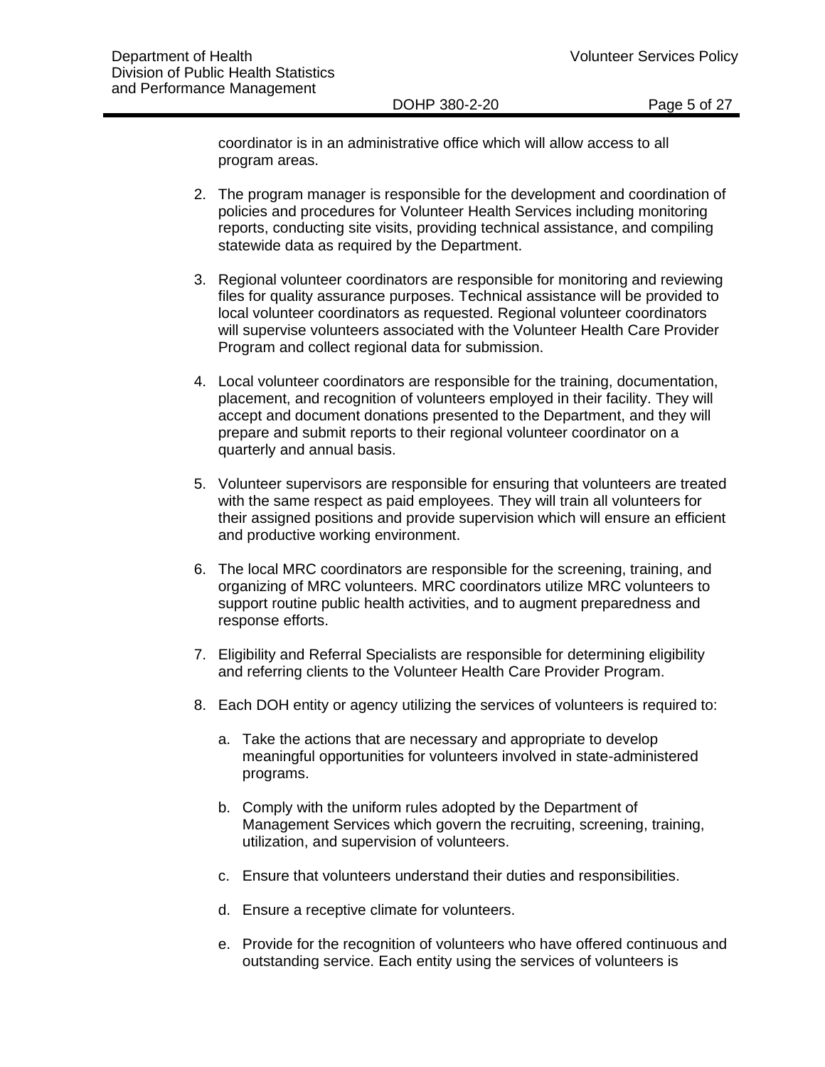coordinator is in an administrative office which will allow access to all program areas.

2. The program manager is responsible for the development and coordination of policies and procedures for Volunteer Health Services including monitoring reports, conducting site visits, providing technical assistance, and compiling statewide data as required by the Department.

3. Regional volunteer coordinators are responsible for monitoring and reviewing files for quality assurance purposes. Technical assistance will be provided to local volunteer coordinators as requested. Regional volunteer coordinators will supervise volunteers associated with the Volunteer Health Care Provider Program and collect regional data for submission.

4. Local volunteer coordinators are responsible for the training, documentation, placement, and recognition of volunteers employed in their facility. They will accept and document donations presented to the Department, and they will prepare and submit reports to their regional volunteer coordinator on a quarterly and annual basis.

5. Volunteer supervisors are responsible for ensuring that volunteers are treated with the same respect as paid employees. They will train all volunteers for their assigned positions and provide supervision which will ensure an efficient and productive working environment.

6. The local MRC coordinators are responsible for the screening, training, and organizing of MRC volunteers. MRC coordinators utilize MRC volunteers to support routine public health activities, and to augment preparedness and response efforts.

7. Eligibility and Referral Specialists are responsible for determining eligibility and referring clients to the Volunteer Health Care Provider Program.

8. Each DOH entity or agency utilizing the services of volunteers is required to:

   a. Take the actions that are necessary and appropriate to develop meaningful opportunities for volunteers involved in state-administered programs.

   b. Comply with the uniform rules adopted by the Department of Management Services which govern the recruiting, screening, training, utilization, and supervision of volunteers.

   c. Ensure that volunteers understand their duties and responsibilities.

   d. Ensure a receptive climate for volunteers.

   e. Provide for the recognition of volunteers who have offered continuous and outstanding service. Each entity using the services of volunteers is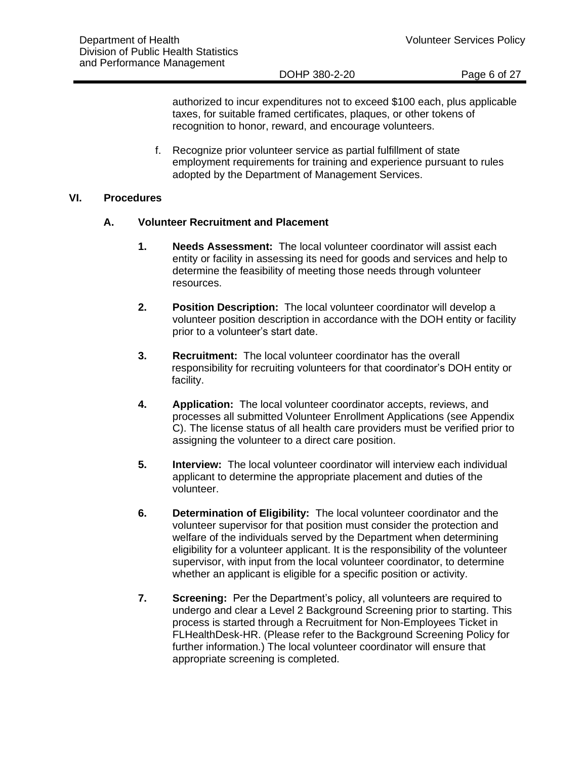authorized to incur expenditures not to exceed $100 each, plus applicable taxes, for suitable framed certificates, plaques, or other tokens of recognition to honor, reward, and encourage volunteers.

f. Recognize prior volunteer service as partial fulfillment of state employment requirements for training and experience pursuant to rules adopted by the Department of Management Services.

## VI. Procedures

### A. Volunteer Recruitment and Placement

1. **Needs Assessment:** The local volunteer coordinator will assist each entity or facility in assessing its need for goods and services and help to determine the feasibility of meeting those needs through volunteer resources.

2. **Position Description:** The local volunteer coordinator will develop a volunteer position description in accordance with the DOH entity or facility prior to a volunteer's start date.

3. **Recruitment:** The local volunteer coordinator has the overall responsibility for recruiting volunteers for that coordinator's DOH entity or facility.

4. **Application:** The local volunteer coordinator accepts, reviews, and processes all submitted Volunteer Enrollment Applications (see Appendix C). The license status of all health care providers must be verified prior to assigning the volunteer to a direct care position.

5. **Interview:** The local volunteer coordinator will interview each individual applicant to determine the appropriate placement and duties of the volunteer.

6. **Determination of Eligibility:** The local volunteer coordinator and the volunteer supervisor for that position must consider the protection and welfare of the individuals served by the Department when determining eligibility for a volunteer applicant. It is the responsibility of the volunteer supervisor, with input from the local volunteer coordinator, to determine whether an applicant is eligible for a specific position or activity.

7. **Screening:** Per the Department's policy, all volunteers are required to undergo and clear a Level 2 Background Screening prior to starting. This process is started through a Recruitment for Non-Employees Ticket in FLHealthDesk-HR. (Please refer to the Background Screening Policy for further information.) The local volunteer coordinator will ensure that appropriate screening is completed.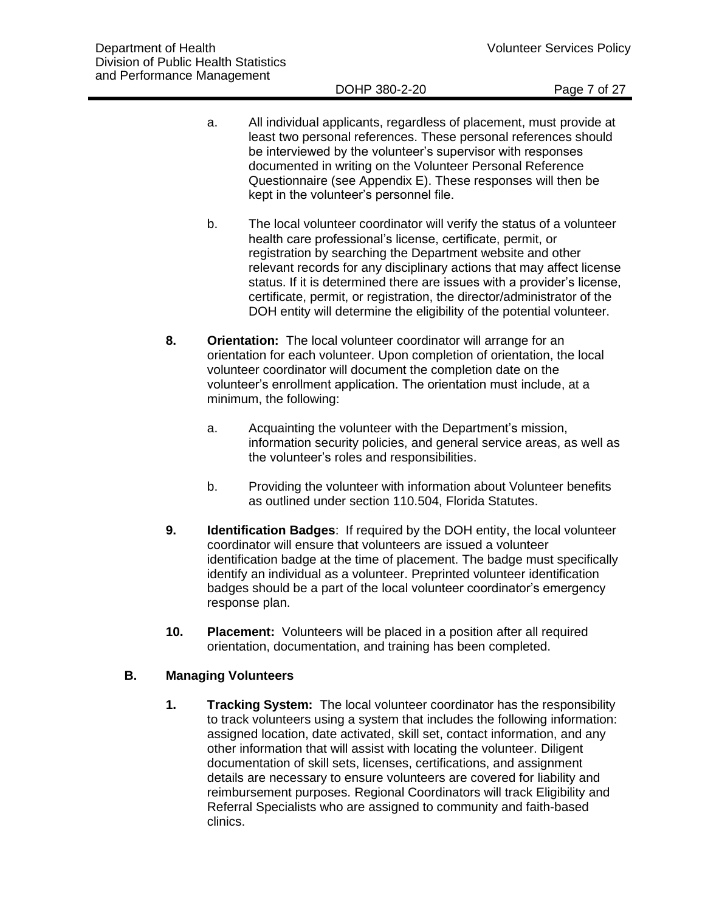a. All individual applicants, regardless of placement, must provide at least two personal references. These personal references should be interviewed by the volunteer's supervisor with responses documented in writing on the Volunteer Personal Reference Questionnaire (see Appendix E). These responses will then be kept in the volunteer's personnel file.

b. The local volunteer coordinator will verify the status of a volunteer health care professional's license, certificate, permit, or registration by searching the Department website and other relevant records for any disciplinary actions that may affect license status. If it is determined there are issues with a provider's license, certificate, permit, or registration, the director/administrator of the DOH entity will determine the eligibility of the potential volunteer.

**8. Orientation:** The local volunteer coordinator will arrange for an orientation for each volunteer. Upon completion of orientation, the local volunteer coordinator will document the completion date on the volunteer's enrollment application. The orientation must include, at a minimum, the following:

a. Acquainting the volunteer with the Department's mission, information security policies, and general service areas, as well as the volunteer's roles and responsibilities.

b. Providing the volunteer with information about Volunteer benefits as outlined under section 110.504, Florida Statutes.

**9. Identification Badges**: If required by the DOH entity, the local volunteer coordinator will ensure that volunteers are issued a volunteer identification badge at the time of placement. The badge must specifically identify an individual as a volunteer. Preprinted volunteer identification badges should be a part of the local volunteer coordinator's emergency response plan.

**10. Placement:** Volunteers will be placed in a position after all required orientation, documentation, and training has been completed.

## B. Managing Volunteers

**1. Tracking System:** The local volunteer coordinator has the responsibility to track volunteers using a system that includes the following information: assigned location, date activated, skill set, contact information, and any other information that will assist with locating the volunteer. Diligent documentation of skill sets, licenses, certifications, and assignment details are necessary to ensure volunteers are covered for liability and reimbursement purposes. Regional Coordinators will track Eligibility and Referral Specialists who are assigned to community and faith-based clinics.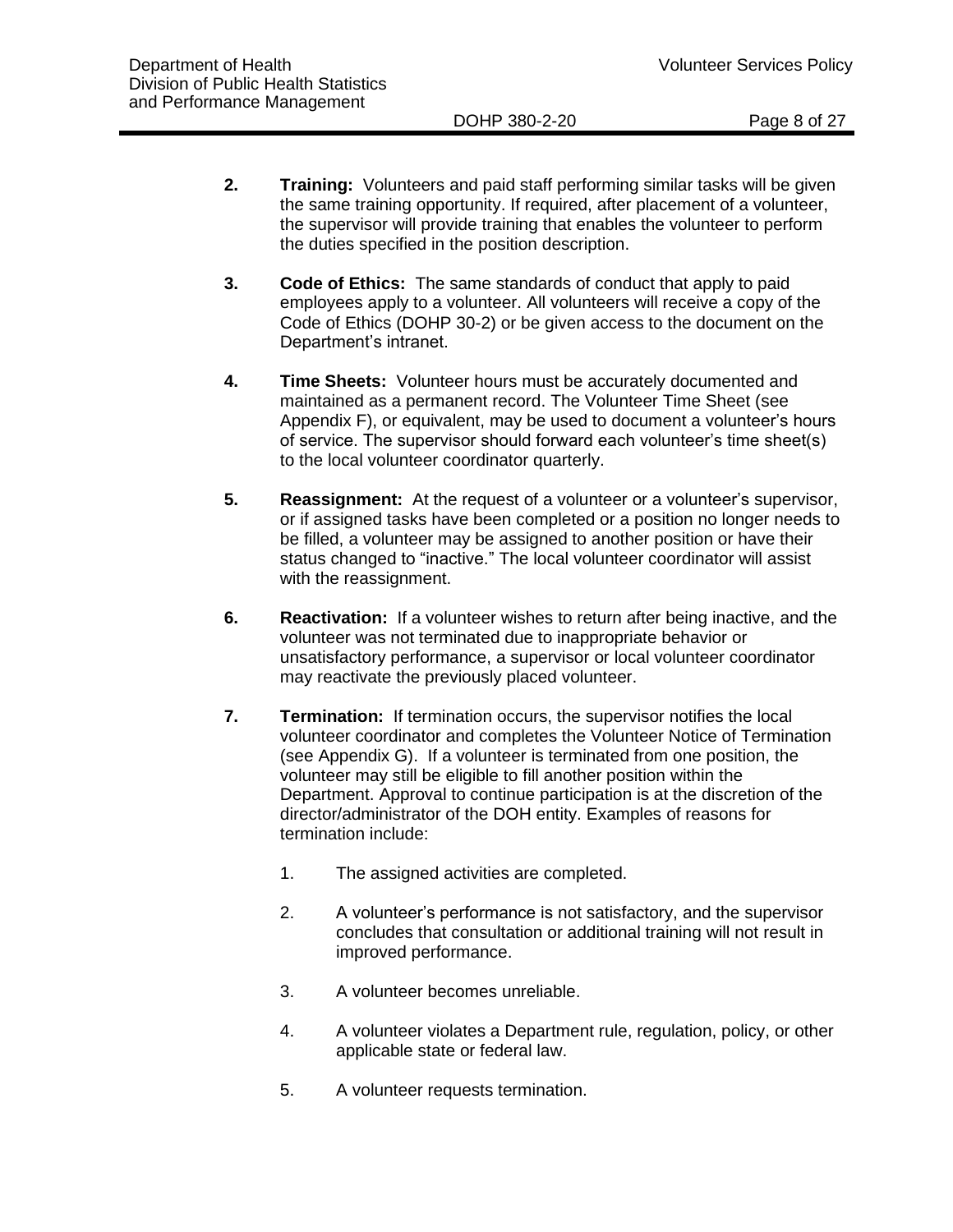2. **Training:** Volunteers and paid staff performing similar tasks will be given the same training opportunity. If required, after placement of a volunteer, the supervisor will provide training that enables the volunteer to perform the duties specified in the position description.

3. **Code of Ethics:** The same standards of conduct that apply to paid employees apply to a volunteer. All volunteers will receive a copy of the Code of Ethics (DOHP 30-2) or be given access to the document on the Department's intranet.

4. **Time Sheets:** Volunteer hours must be accurately documented and maintained as a permanent record. The Volunteer Time Sheet (see Appendix F), or equivalent, may be used to document a volunteer's hours of service. The supervisor should forward each volunteer's time sheet(s) to the local volunteer coordinator quarterly.

5. **Reassignment:** At the request of a volunteer or a volunteer's supervisor, or if assigned tasks have been completed or a position no longer needs to be filled, a volunteer may be assigned to another position or have their status changed to "inactive." The local volunteer coordinator will assist with the reassignment.

6. **Reactivation:** If a volunteer wishes to return after being inactive, and the volunteer was not terminated due to inappropriate behavior or unsatisfactory performance, a supervisor or local volunteer coordinator may reactivate the previously placed volunteer.

7. **Termination:** If termination occurs, the supervisor notifies the local volunteer coordinator and completes the Volunteer Notice of Termination (see Appendix G). If a volunteer is terminated from one position, the volunteer may still be eligible to fill another position within the Department. Approval to continue participation is at the discretion of the director/administrator of the DOH entity. Examples of reasons for termination include:

    1. The assigned activities are completed.

    2. A volunteer's performance is not satisfactory, and the supervisor concludes that consultation or additional training will not result in improved performance.

    3. A volunteer becomes unreliable.

    4. A volunteer violates a Department rule, regulation, policy, or other applicable state or federal law.

    5. A volunteer requests termination.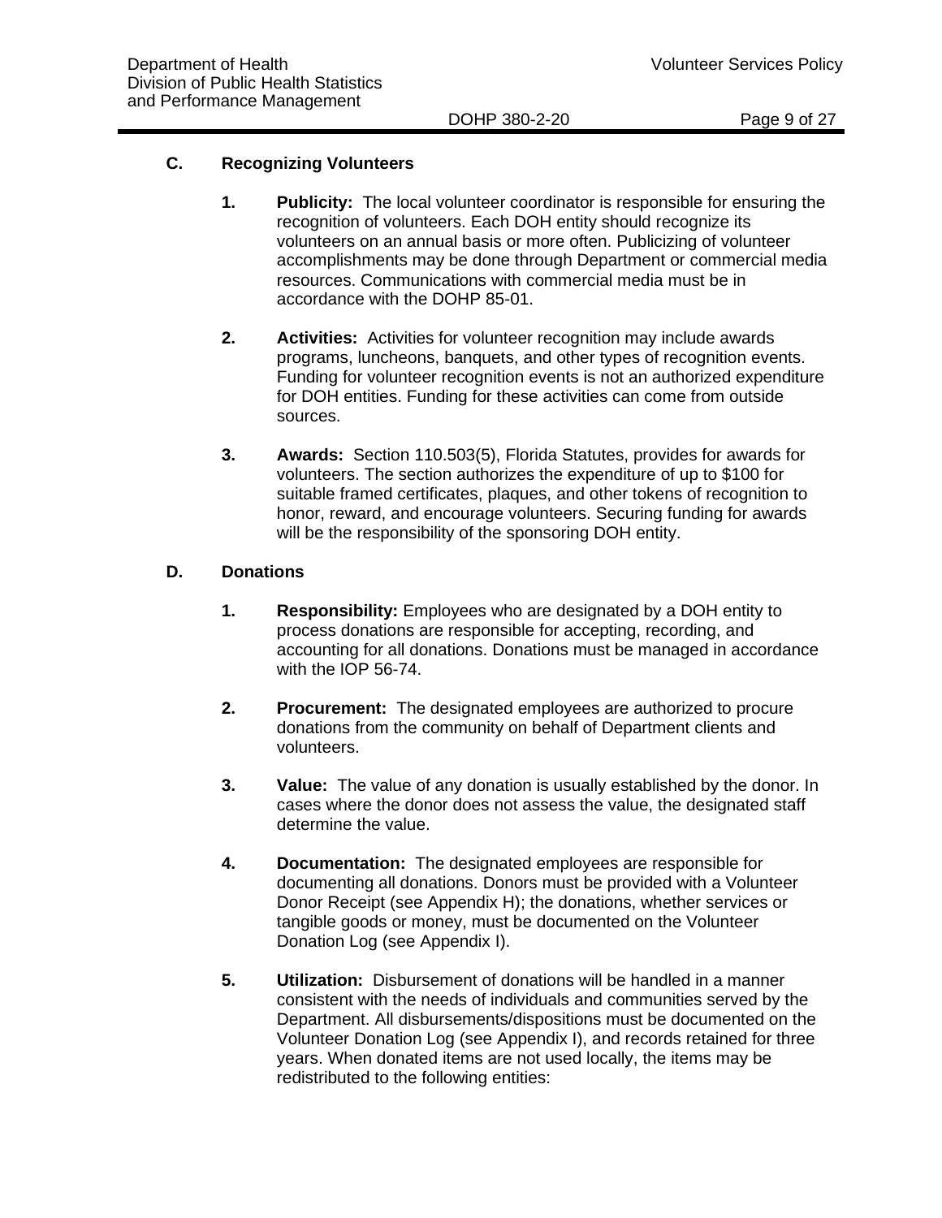### C. Recognizing Volunteers

1. **Publicity:** The local volunteer coordinator is responsible for ensuring the recognition of volunteers. Each DOH entity should recognize its volunteers on an annual basis or more often. Publicizing of volunteer accomplishments may be done through Department or commercial media resources. Communications with commercial media must be in accordance with the DOHP 85-01.

2. **Activities:** Activities for volunteer recognition may include awards programs, luncheons, banquets, and other types of recognition events. Funding for volunteer recognition events is not an authorized expenditure for DOH entities. Funding for these activities can come from outside sources.

3. **Awards:** Section 110.503(5), Florida Statutes, provides for awards for volunteers. The section authorizes the expenditure of up to $100 for suitable framed certificates, plaques, and other tokens of recognition to honor, reward, and encourage volunteers. Securing funding for awards will be the responsibility of the sponsoring DOH entity.

### D. Donations

1. **Responsibility:** Employees who are designated by a DOH entity to process donations are responsible for accepting, recording, and accounting for all donations. Donations must be managed in accordance with the IOP 56-74.

2. **Procurement:** The designated employees are authorized to procure donations from the community on behalf of Department clients and volunteers.

3. **Value:** The value of any donation is usually established by the donor. In cases where the donor does not assess the value, the designated staff determine the value.

4. **Documentation:** The designated employees are responsible for documenting all donations. Donors must be provided with a Volunteer Donor Receipt (see Appendix H); the donations, whether services or tangible goods or money, must be documented on the Volunteer Donation Log (see Appendix I).

5. **Utilization:** Disbursement of donations will be handled in a manner consistent with the needs of individuals and communities served by the Department. All disbursements/dispositions must be documented on the Volunteer Donation Log (see Appendix I), and records retained for three years. When donated items are not used locally, the items may be redistributed to the following entities: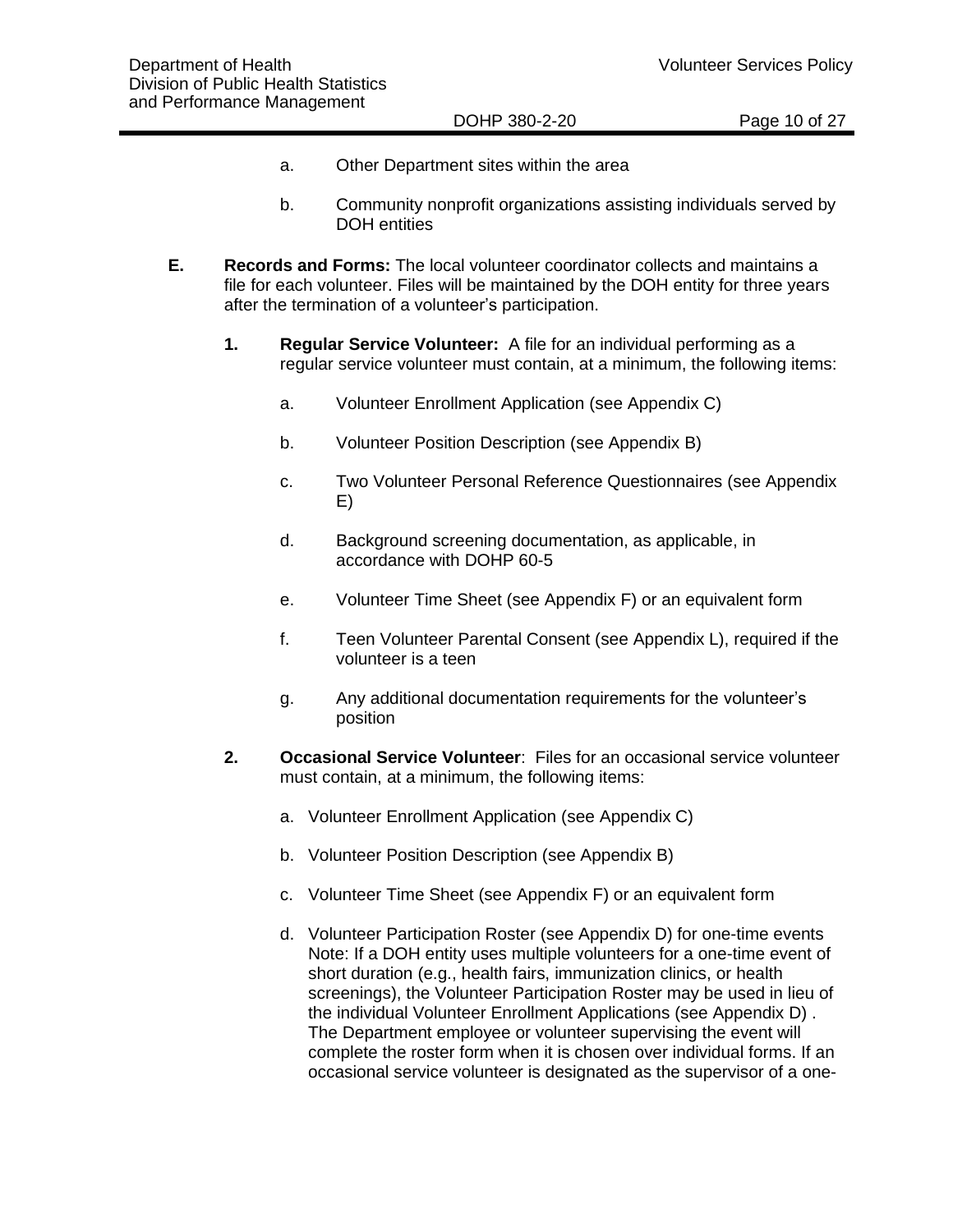a. Other Department sites within the area

b. Community nonprofit organizations assisting individuals served by DOH entities

**E. Records and Forms:** The local volunteer coordinator collects and maintains a file for each volunteer. Files will be maintained by the DOH entity for three years after the termination of a volunteer's participation.

**1. Regular Service Volunteer:** A file for an individual performing as a regular service volunteer must contain, at a minimum, the following items:

a. Volunteer Enrollment Application (see Appendix C)

b. Volunteer Position Description (see Appendix B)

c. Two Volunteer Personal Reference Questionnaires (see Appendix E)

d. Background screening documentation, as applicable, in accordance with DOHP 60-5

e. Volunteer Time Sheet (see Appendix F) or an equivalent form

f. Teen Volunteer Parental Consent (see Appendix L), required if the volunteer is a teen

g. Any additional documentation requirements for the volunteer's position

**2. Occasional Service Volunteer**: Files for an occasional service volunteer must contain, at a minimum, the following items:

a. Volunteer Enrollment Application (see Appendix C)

b. Volunteer Position Description (see Appendix B)

c. Volunteer Time Sheet (see Appendix F) or an equivalent form

d. Volunteer Participation Roster (see Appendix D) for one-time events Note: If a DOH entity uses multiple volunteers for a one-time event of short duration (e.g., health fairs, immunization clinics, or health screenings), the Volunteer Participation Roster may be used in lieu of the individual Volunteer Enrollment Applications (see Appendix D) . The Department employee or volunteer supervising the event will complete the roster form when it is chosen over individual forms. If an occasional service volunteer is designated as the supervisor of a one-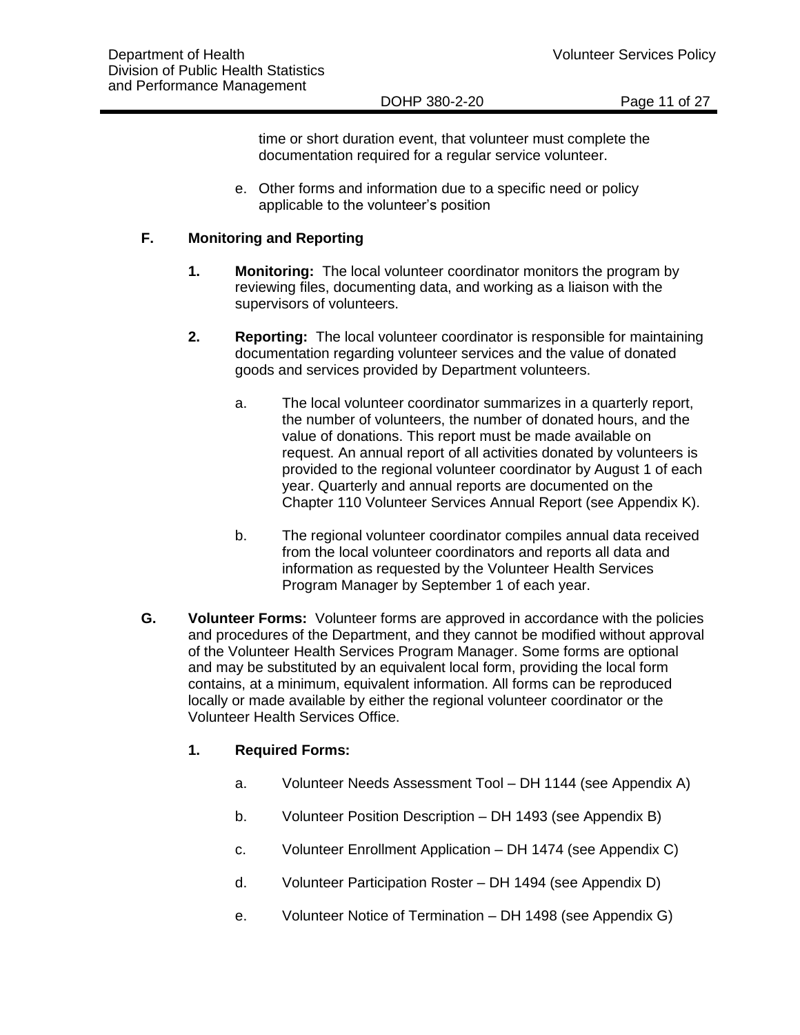time or short duration event, that volunteer must complete the documentation required for a regular service volunteer.

e. Other forms and information due to a specific need or policy applicable to the volunteer's position

**F. Monitoring and Reporting**

**1. Monitoring:** The local volunteer coordinator monitors the program by reviewing files, documenting data, and working as a liaison with the supervisors of volunteers.

**2. Reporting:** The local volunteer coordinator is responsible for maintaining documentation regarding volunteer services and the value of donated goods and services provided by Department volunteers.

a. The local volunteer coordinator summarizes in a quarterly report, the number of volunteers, the number of donated hours, and the value of donations. This report must be made available on request. An annual report of all activities donated by volunteers is provided to the regional volunteer coordinator by August 1 of each year. Quarterly and annual reports are documented on the Chapter 110 Volunteer Services Annual Report (see Appendix K).

b. The regional volunteer coordinator compiles annual data received from the local volunteer coordinators and reports all data and information as requested by the Volunteer Health Services Program Manager by September 1 of each year.

**G. Volunteer Forms:** Volunteer forms are approved in accordance with the policies and procedures of the Department, and they cannot be modified without approval of the Volunteer Health Services Program Manager. Some forms are optional and may be substituted by an equivalent local form, providing the local form contains, at a minimum, equivalent information. All forms can be reproduced locally or made available by either the regional volunteer coordinator or the Volunteer Health Services Office.

**1. Required Forms:**

a. Volunteer Needs Assessment Tool – DH 1144 (see Appendix A)

b. Volunteer Position Description – DH 1493 (see Appendix B)

c. Volunteer Enrollment Application – DH 1474 (see Appendix C)

d. Volunteer Participation Roster – DH 1494 (see Appendix D)

e. Volunteer Notice of Termination – DH 1498 (see Appendix G)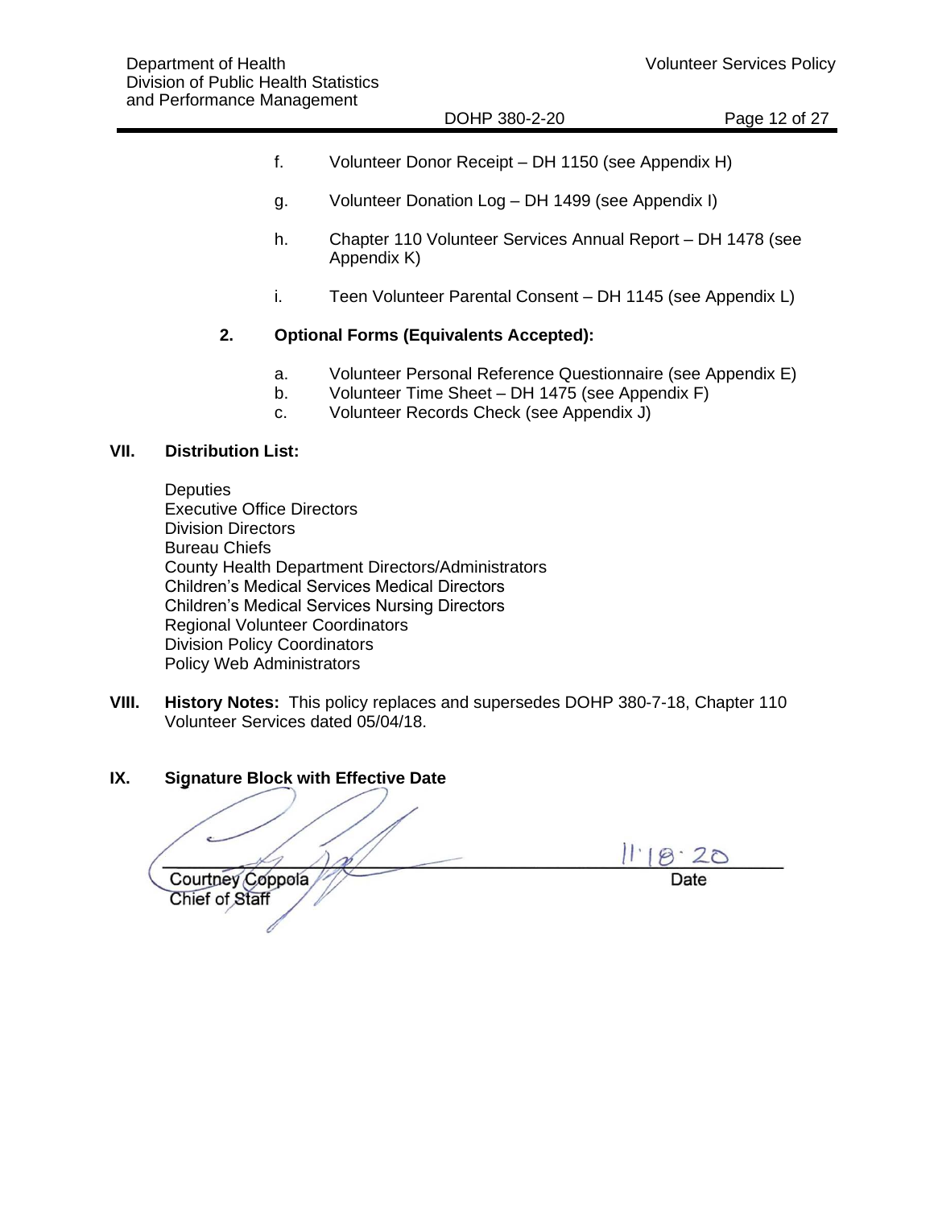f. Volunteer Donor Receipt – DH 1150 (see Appendix H)

g. Volunteer Donation Log – DH 1499 (see Appendix I)

h. Chapter 110 Volunteer Services Annual Report – DH 1478 (see Appendix K)

i. Teen Volunteer Parental Consent – DH 1145 (see Appendix L)

**2. Optional Forms (Equivalents Accepted):**

a. Volunteer Personal Reference Questionnaire (see Appendix E)
b. Volunteer Time Sheet – DH 1475 (see Appendix F)
c. Volunteer Records Check (see Appendix J)

## VII. Distribution List:

Deputies
Executive Office Directors
Division Directors
Bureau Chiefs
County Health Department Directors/Administrators
Children's Medical Services Medical Directors
Children's Medical Services Nursing Directors
Regional Volunteer Coordinators
Division Policy Coordinators
Policy Web Administrators

**VIII. History Notes:** This policy replaces and supersedes DOHP 380-7-18, Chapter 110 Volunteer Services dated 05/04/18.

## IX. Signature Block with Effective Date

Courtney Coppola
Chief of Staff

11·18·20
Date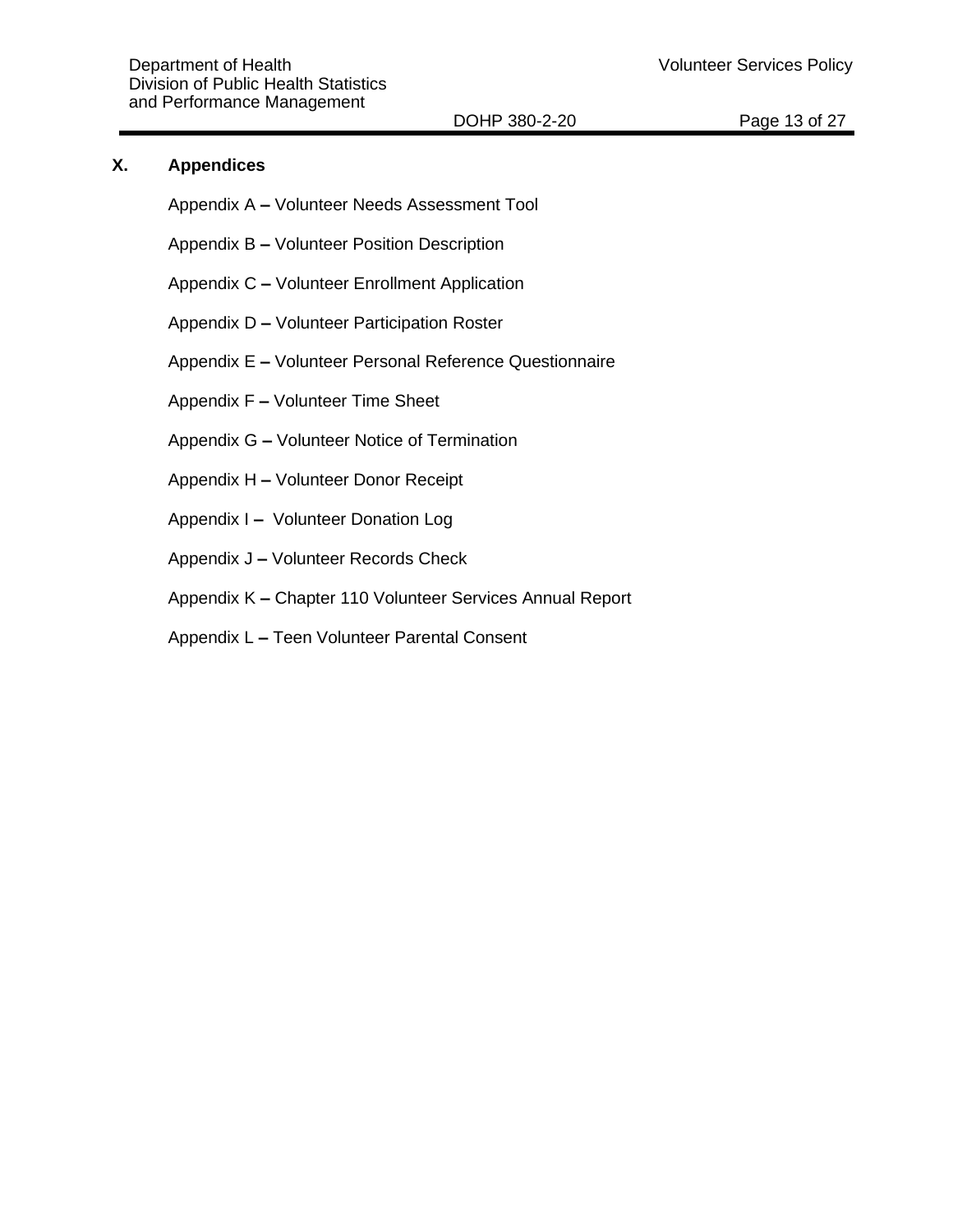## X. Appendices

Appendix A – Volunteer Needs Assessment Tool

Appendix B – Volunteer Position Description

Appendix C – Volunteer Enrollment Application

Appendix D – Volunteer Participation Roster

Appendix E – Volunteer Personal Reference Questionnaire

Appendix F – Volunteer Time Sheet

Appendix G – Volunteer Notice of Termination

Appendix H – Volunteer Donor Receipt

Appendix I – Volunteer Donation Log

Appendix J – Volunteer Records Check

Appendix K – Chapter 110 Volunteer Services Annual Report

Appendix L – Teen Volunteer Parental Consent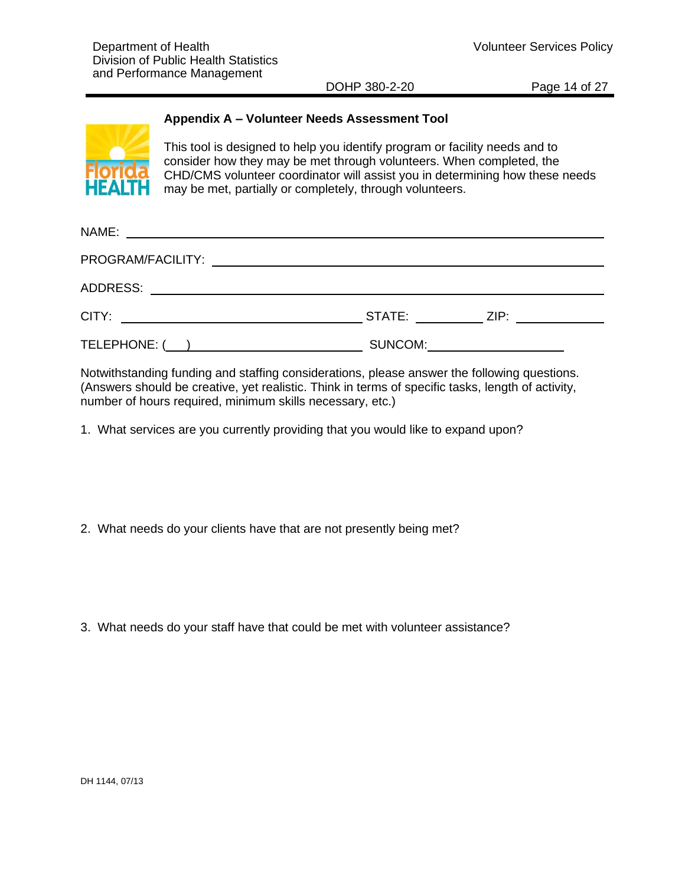## Appendix A – Volunteer Needs Assessment Tool

This tool is designed to help you identify program or facility needs and to consider how they may be met through volunteers. When completed, the CHD/CMS volunteer coordinator will assist you in determining how these needs may be met, partially or completely, through volunteers.

NAME: ______________________________________________

PROGRAM/FACILITY: ______________________________________________

ADDRESS: ______________________________________________

CITY: ____________________ STATE: __________ ZIP: __________

TELEPHONE: (___) ____________________ SUNCOM: ____________________

Notwithstanding funding and staffing considerations, please answer the following questions. (Answers should be creative, yet realistic. Think in terms of specific tasks, length of activity, number of hours required, minimum skills necessary, etc.)

1. What services are you currently providing that you would like to expand upon?

2. What needs do your clients have that are not presently being met?

3. What needs do your staff have that could be met with volunteer assistance?

DH 1144, 07/13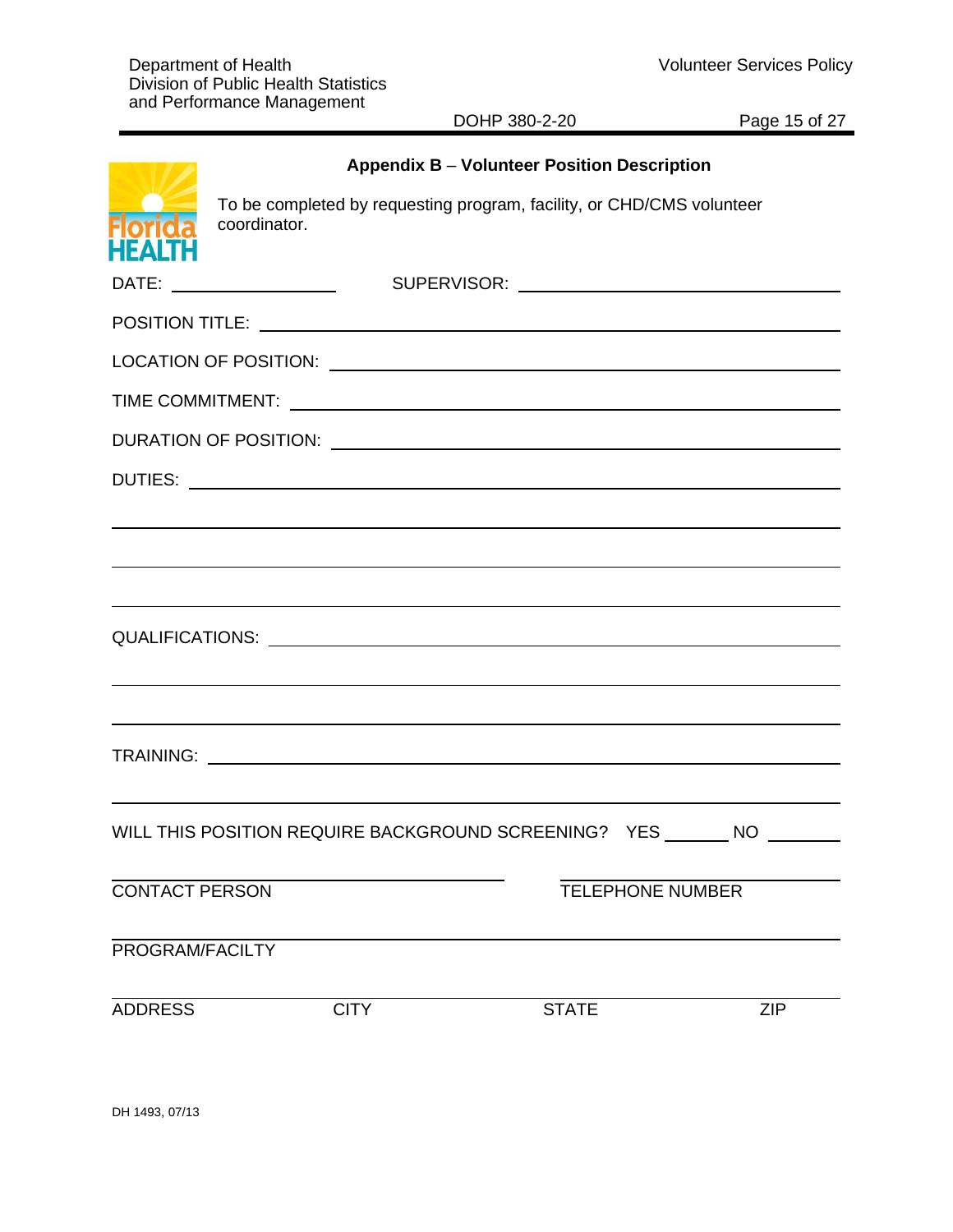## Appendix B – Volunteer Position Description

To be completed by requesting program, facility, or CHD/CMS volunteer coordinator.

DATE: ____________________ SUPERVISOR: ________________________________________

POSITION TITLE: ________________________________________________________________

LOCATION OF POSITION: __________________________________________________________

TIME COMMITMENT: _______________________________________________________________

DURATION OF POSITION: __________________________________________________________

DUTIES: ________________________________________________________________________

________________________________________________________________________________

________________________________________________________________________________

________________________________________________________________________________

QUALIFICATIONS: ________________________________________________________________

________________________________________________________________________________

________________________________________________________________________________

TRAINING: ______________________________________________________________________

________________________________________________________________________________

WILL THIS POSITION REQUIRE BACKGROUND SCREENING? YES _______ NO ________

_______________________________________ _______________________________

CONTACT PERSON TELEPHONE NUMBER

________________________________________________________________________________

PROGRAM/FACILTY

________________________________________________________________________________

ADDRESS CITY STATE ZIP

DH 1493, 07/13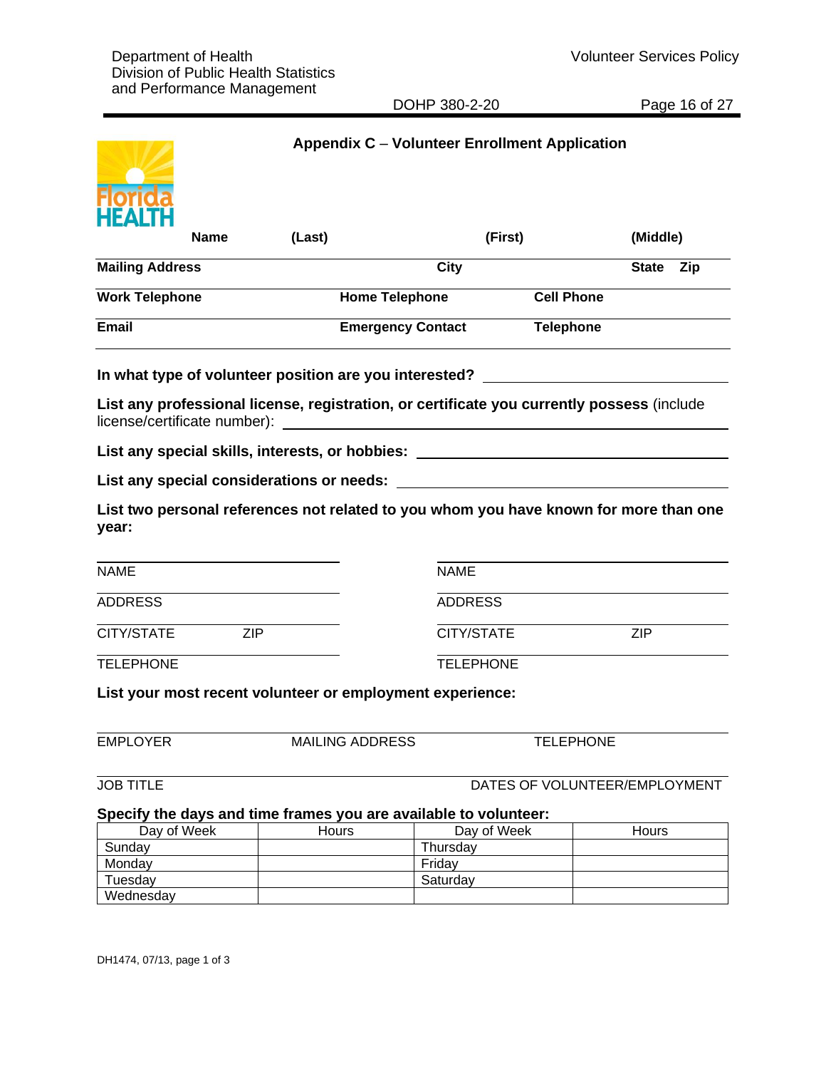## Appendix C – Volunteer Enrollment Application

Florida HEALTH

**Name** **(Last)** **(First)** **(Middle)**

**Mailing Address** **City** **State** **Zip**

**Work Telephone** **Home Telephone** **Cell Phone**

**Email** **Emergency Contact** **Telephone**

**In what type of volunteer position are you interested?** ______________________________

**List any professional license, registration, or certificate you currently possess** (include license/certificate number): ______________________________

**List any special skills, interests, or hobbies:** ______________________________

**List any special considerations or needs:** ______________________________

**List two personal references not related to you whom you have known for more than one year:**

| | |
|---|---|
| NAME | NAME |
| ADDRESS | ADDRESS |
| CITY/STATE ZIP | CITY/STATE ZIP |
| TELEPHONE | TELEPHONE |

**List your most recent volunteer or employment experience:**

EMPLOYER MAILING ADDRESS TELEPHONE

JOB TITLE DATES OF VOLUNTEER/EMPLOYMENT

**Specify the days and time frames you are available to volunteer:**

| Day of Week | Hours | Day of Week | Hours |
|---|---|---|---|
| Sunday | | Thursday | |
| Monday | | Friday | |
| Tuesday | | Saturday | |
| Wednesday | | | |

DH1474, 07/13, page 1 of 3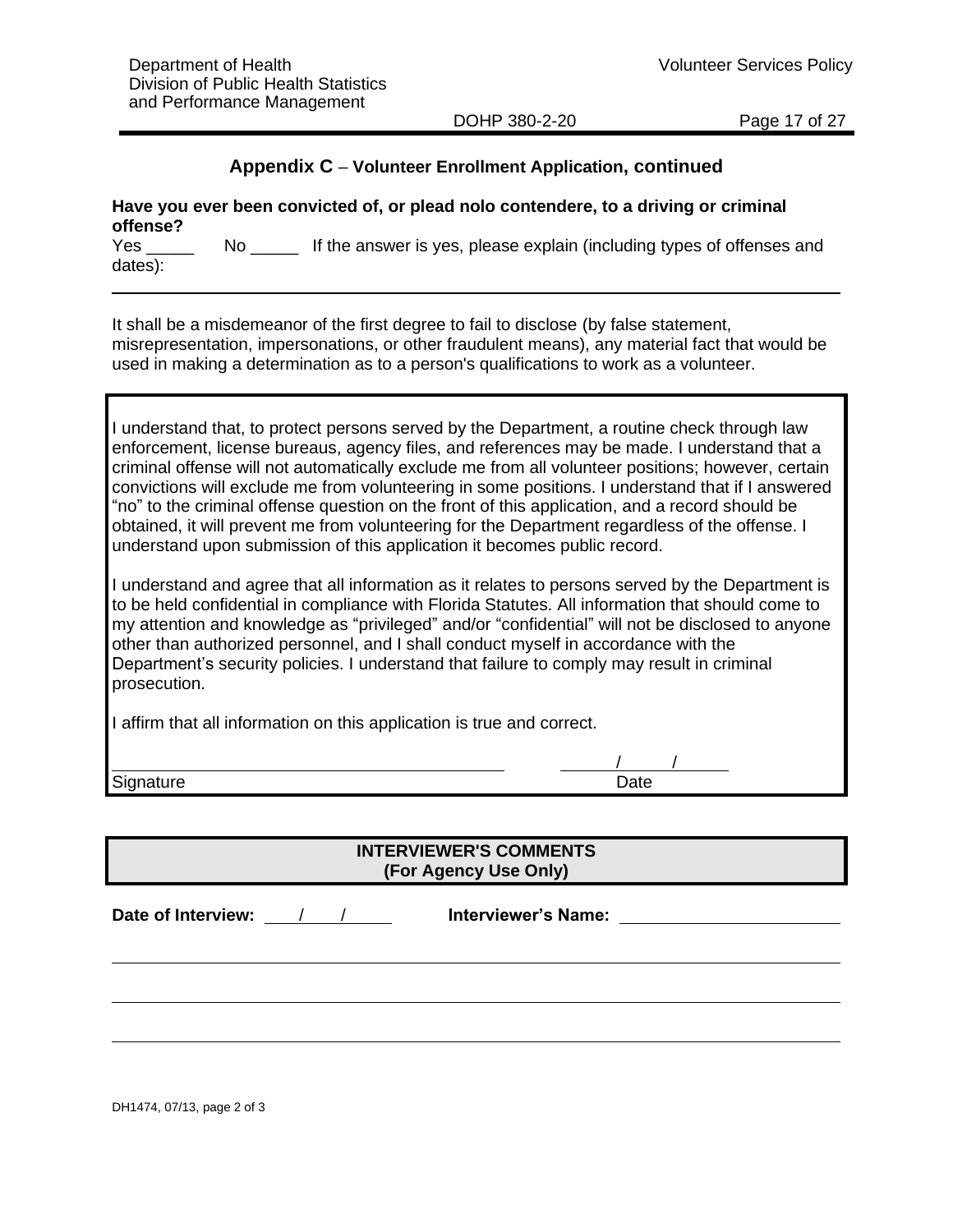## Appendix C – Volunteer Enrollment Application, continued

**Have you ever been convicted of, or plead nolo contendere, to a driving or criminal offense?**

Yes _____ No _____ If the answer is yes, please explain (including types of offenses and dates):

---

It shall be a misdemeanor of the first degree to fail to disclose (by false statement, misrepresentation, impersonations, or other fraudulent means), any material fact that would be used in making a determination as to a person's qualifications to work as a volunteer.

I understand that, to protect persons served by the Department, a routine check through law enforcement, license bureaus, agency files, and references may be made. I understand that a criminal offense will not automatically exclude me from all volunteer positions; however, certain convictions will exclude me from volunteering in some positions. I understand that if I answered "no" to the criminal offense question on the front of this application, and a record should be obtained, it will prevent me from volunteering for the Department regardless of the offense. I understand upon submission of this application it becomes public record.

I understand and agree that all information as it relates to persons served by the Department is to be held confidential in compliance with Florida Statutes. All information that should come to my attention and knowledge as "privileged" and/or "confidential" will not be disclosed to anyone other than authorized personnel, and I shall conduct myself in accordance with the Department's security policies. I understand that failure to comply may result in criminal prosecution.

I affirm that all information on this application is true and correct.

______________________________ ____/____/____

Signature Date

**INTERVIEWER'S COMMENTS**
**(For Agency Use Only)**

**Date of Interview:** ____/____/____ **Interviewer's Name:** ______________________

---

---

---

DH1474, 07/13, page 2 of 3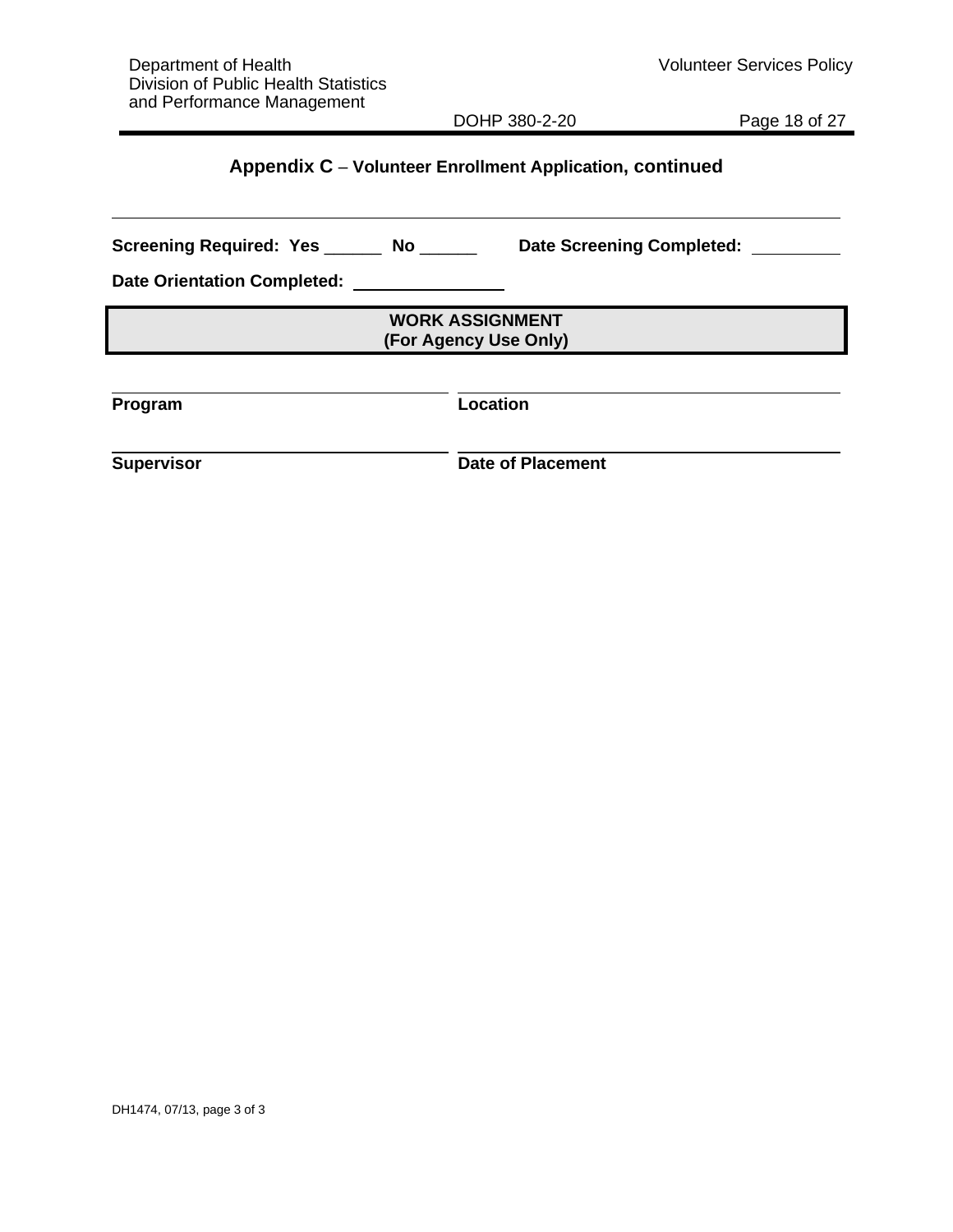## Appendix C – Volunteer Enrollment Application, continued

---

**Screening Required: Yes** ______ **No** ______ **Date Screening Completed:** ________

**Date Orientation Completed:** ______________

**WORK ASSIGNMENT**
**(For Agency Use Only)**

| | |
|---|---|
| ______________________________ | ______________________________ |
| **Program** | **Location** |
| ______________________________ | ______________________________ |
| **Supervisor** | **Date of Placement** |

DH1474, 07/13, page 3 of 3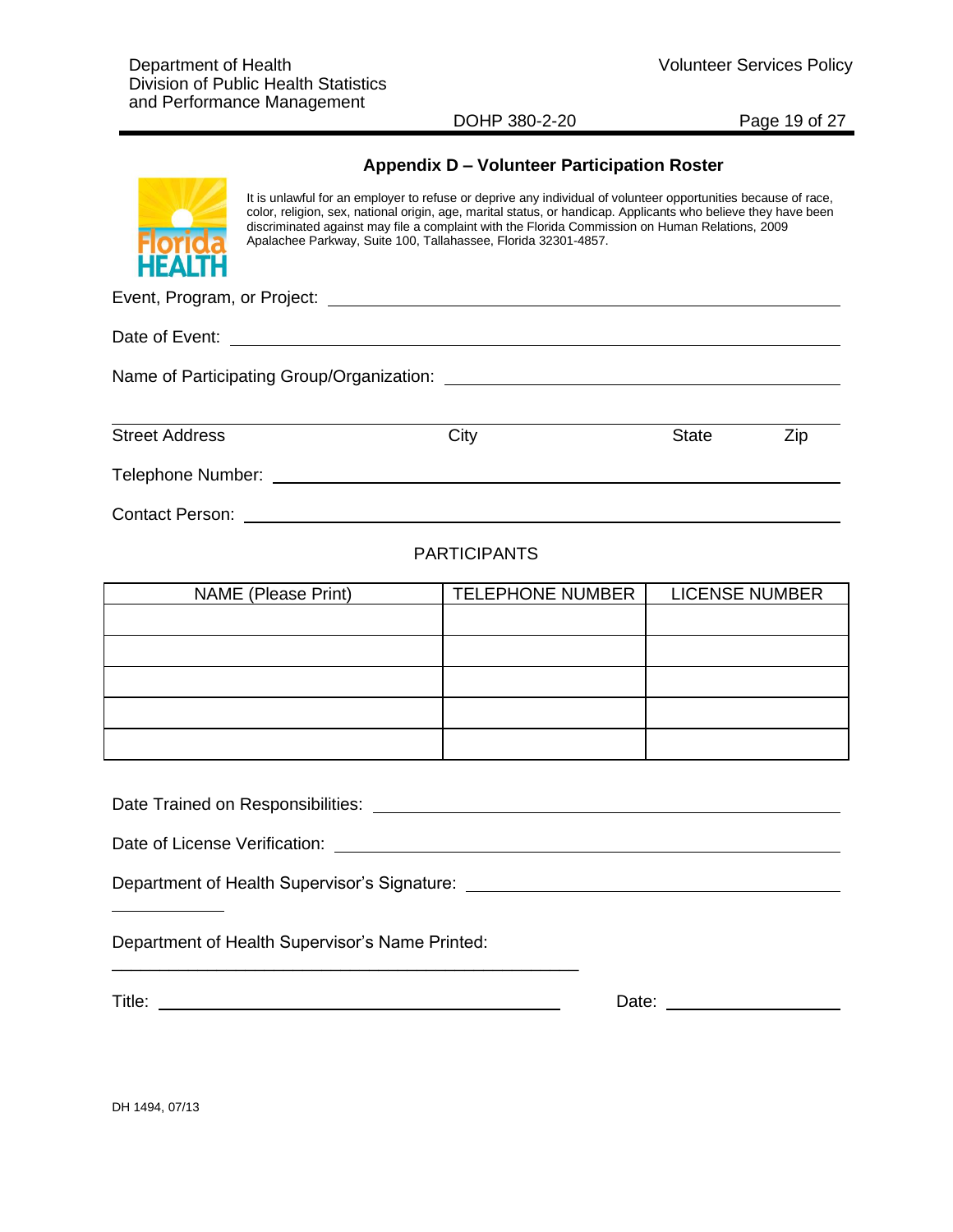## Appendix D – Volunteer Participation Roster

It is unlawful for an employer to refuse or deprive any individual of volunteer opportunities because of race, color, religion, sex, national origin, age, marital status, or handicap. Applicants who believe they have been discriminated against may file a complaint with the Florida Commission on Human Relations, 2009 Apalachee Parkway, Suite 100, Tallahassee, Florida 32301-4857.

Event, Program, or Project: ______________________________

Date of Event: ______________________________

Name of Participating Group/Organization: ______________________________

______________________________

Street Address | City | State | Zip

Telephone Number: ______________________________

Contact Person: ______________________________

PARTICIPANTS

| NAME (Please Print) | TELEPHONE NUMBER | LICENSE NUMBER |
|---|---|---|
| | | |
| | | |
| | | |
| | | |
| | | |

Date Trained on Responsibilities: ______________________________

Date of License Verification: ______________________________

Department of Health Supervisor's Signature: ______________________________

Department of Health Supervisor's Name Printed: ______________________________

Title: ______________________________ Date: ______________

DH 1494, 07/13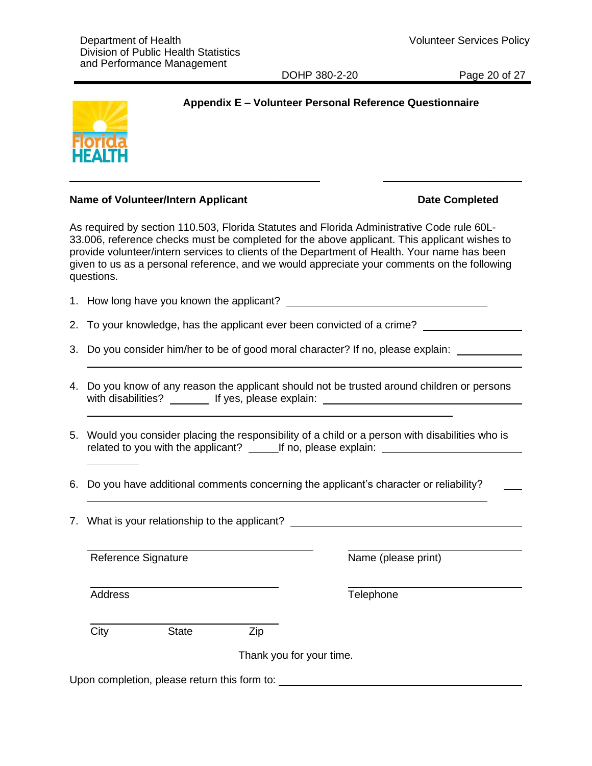## Appendix E – Volunteer Personal Reference Questionnaire

**Name of Volunteer/Intern Applicant** ____________________ **Date Completed** ____________________

As required by section 110.503, Florida Statutes and Florida Administrative Code rule 60L-33.006, reference checks must be completed for the above applicant. This applicant wishes to provide volunteer/intern services to clients of the Department of Health. Your name has been given to us as a personal reference, and we would appreciate your comments on the following questions.

1. How long have you known the applicant? ____________________
2. To your knowledge, has the applicant ever been convicted of a crime? ____________________
3. Do you consider him/her to be of good moral character? If no, please explain: ____________________
4. Do you know of any reason the applicant should not be trusted around children or persons with disabilities? ________ If yes, please explain: ____________________
5. Would you consider placing the responsibility of a child or a person with disabilities who is related to you with the applicant? ______ If no, please explain: ____________________
6. Do you have additional comments concerning the applicant's character or reliability? ____________________
7. What is your relationship to the applicant? ____________________

____________________ Reference Signature

____________________ Name (please print)

____________________ Address

____________________ Telephone

____________________ City State Zip

Thank you for your time.

Upon completion, please return this form to: ____________________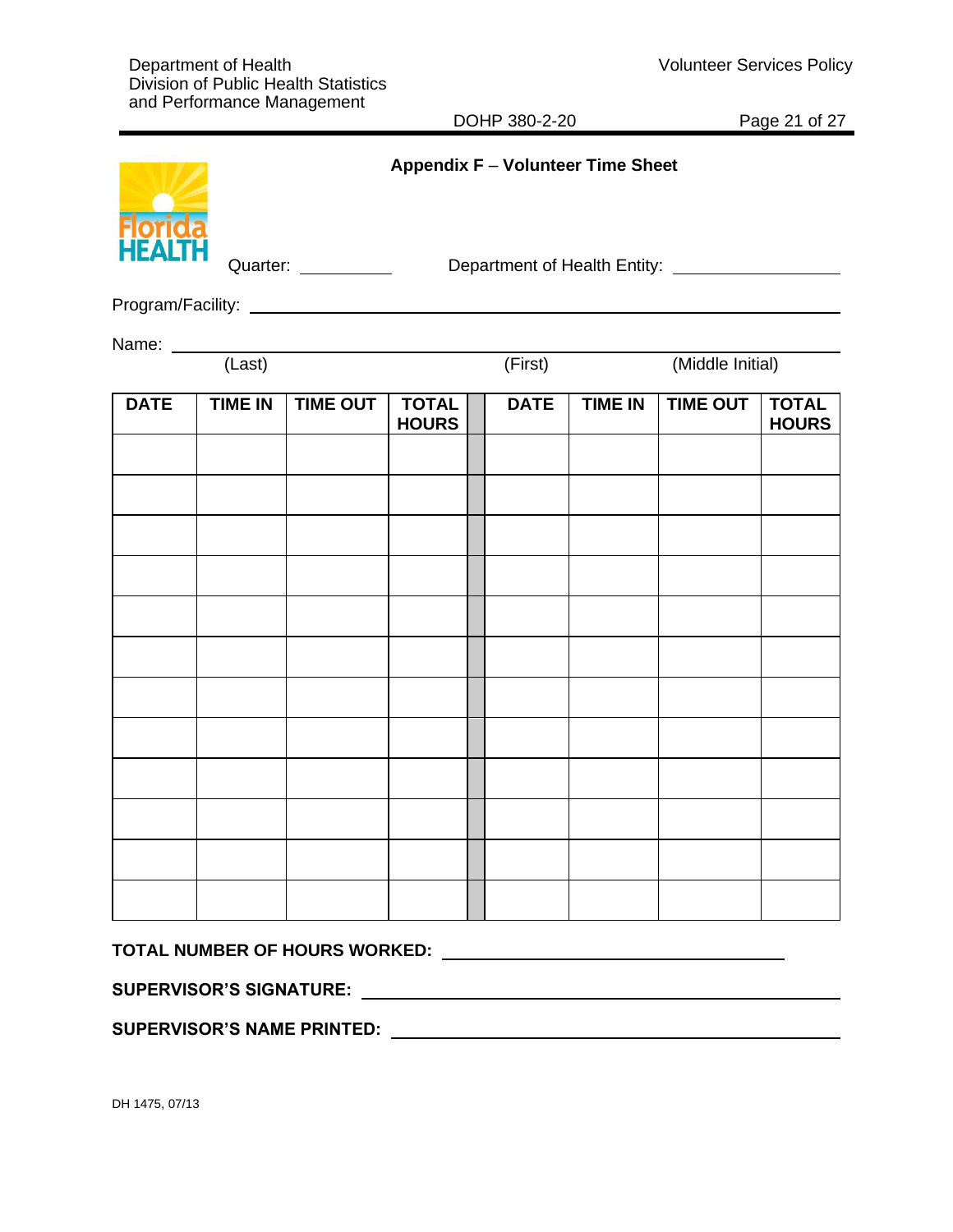## Appendix F – Volunteer Time Sheet

Florida HEALTH

Quarter: __________ Department of Health Entity: ____________________

Program/Facility: ____________________________________________________________

Name: ____________________________________________________________
(Last) (First) (Middle Initial)

| DATE | TIME IN | TIME OUT | TOTAL HOURS | | DATE | TIME IN | TIME OUT | TOTAL HOURS |
|---|---|---|---|---|---|---|---|---|
| | | | | | | | | |
| | | | | | | | | |
| | | | | | | | | |
| | | | | | | | | |
| | | | | | | | | |
| | | | | | | | | |
| | | | | | | | | |
| | | | | | | | | |
| | | | | | | | | |
| | | | | | | | | |
| | | | | | | | | |
| | | | | | | | | |

**TOTAL NUMBER OF HOURS WORKED:** ______________________________

**SUPERVISOR'S SIGNATURE:** ______________________________

**SUPERVISOR'S NAME PRINTED:** ______________________________

DH 1475, 07/13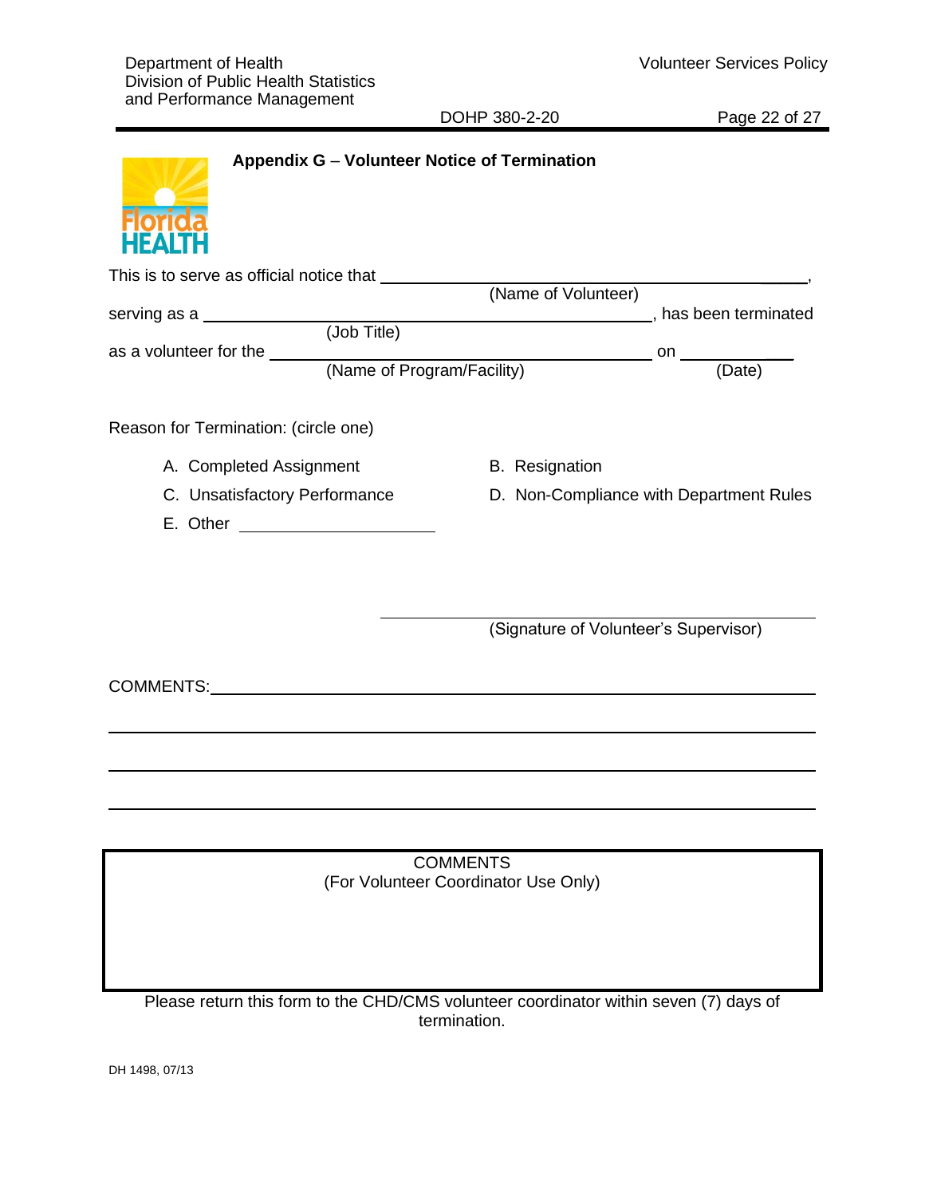## Appendix G – Volunteer Notice of Termination

This is to serve as official notice that ________________________________________________,
(Name of Volunteer)

serving as a ________________________________________________, has been terminated
(Job Title)

as a volunteer for the ________________________________________ on ______________
(Name of Program/Facility) (Date)

Reason for Termination: (circle one)

A. Completed Assignment

B. Resignation

C. Unsatisfactory Performance

D. Non-Compliance with Department Rules

E. Other ______________________

______________________________________________
(Signature of Volunteer's Supervisor)

COMMENTS:______________________________________________________________

__________________________________________________________________________

__________________________________________________________________________

__________________________________________________________________________

| COMMENTS (For Volunteer Coordinator Use Only) |
| --- |
| |

Please return this form to the CHD/CMS volunteer coordinator within seven (7) days of termination.

DH 1498, 07/13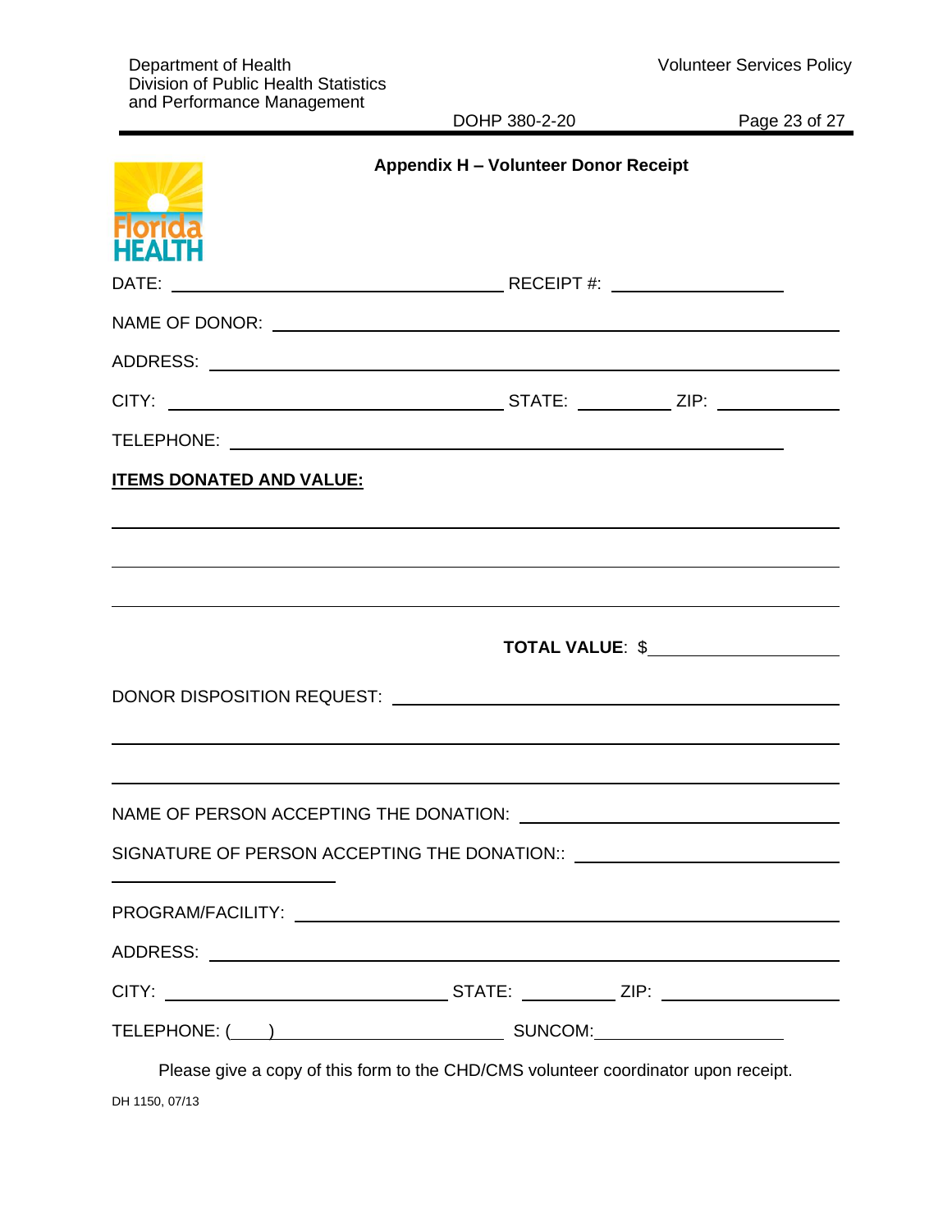## Appendix H – Volunteer Donor Receipt

Florida HEALTH

DATE: ______________________________ RECEIPT #: ________________

NAME OF DONOR: ________________________________________________

ADDRESS: _____________________________________________________

CITY: ______________________________ STATE: ________ ZIP: __________

TELEPHONE: ___________________________________________________

**ITEMS DONATED AND VALUE:**

_______________________________________________________________

_______________________________________________________________

_______________________________________________________________

**TOTAL VALUE**: $_______________

DONOR DISPOSITION REQUEST: _____________________________________

_______________________________________________________________

_______________________________________________________________

NAME OF PERSON ACCEPTING THE DONATION: __________________________

SIGNATURE OF PERSON ACCEPTING THE DONATION:: ______________________

______________________

PROGRAM/FACILITY: _____________________________________________

ADDRESS: _____________________________________________________

CITY: __________________________ STATE: ________ ZIP: ______________

TELEPHONE: (____) ____________________ SUNCOM:________________

Please give a copy of this form to the CHD/CMS volunteer coordinator upon receipt.

DH 1150, 07/13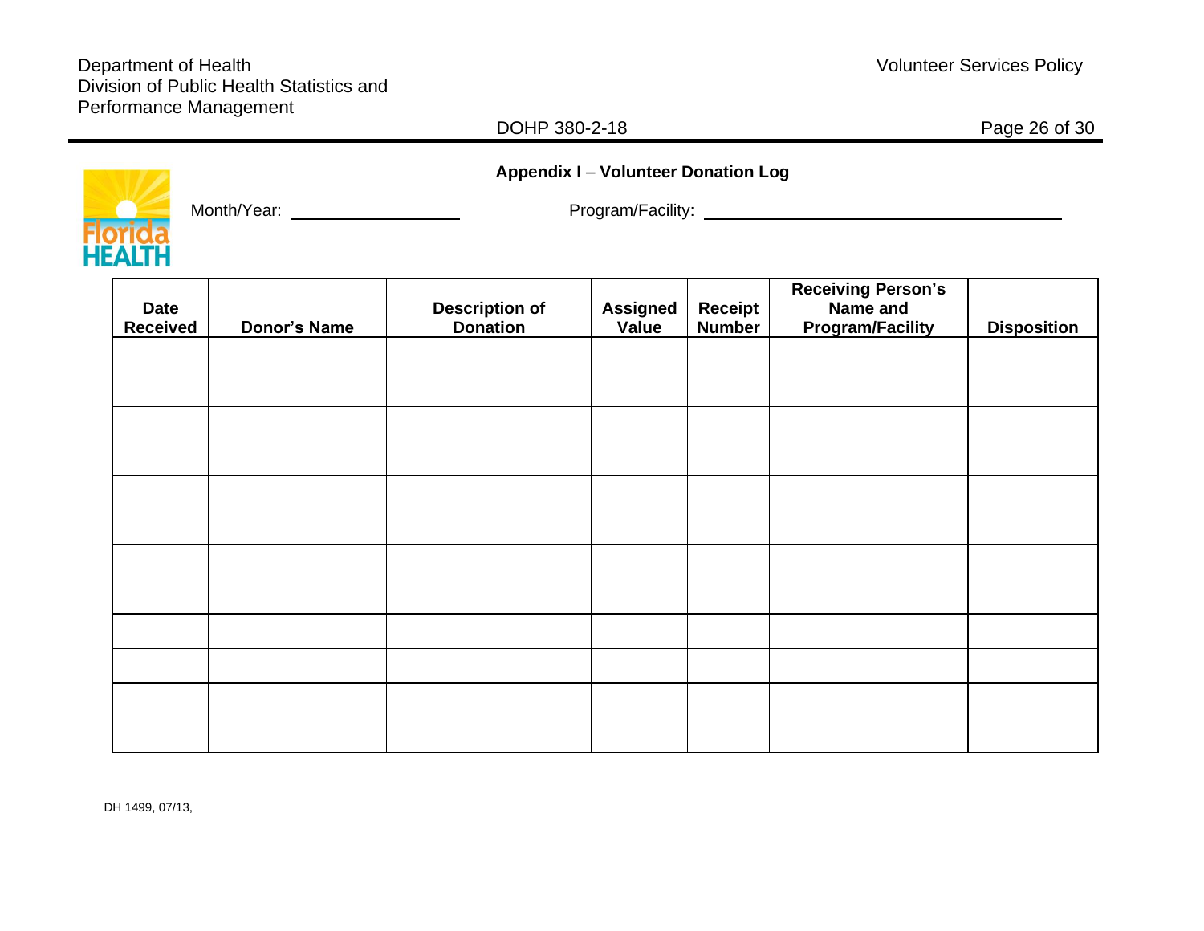## Appendix I – Volunteer Donation Log

Month/Year: ____________________ Program/Facility: ________________________________________

| Date Received | Donor's Name | Description of Donation | Assigned Value | Receipt Number | Receiving Person's Name and Program/Facility | Disposition |
|---|---|---|---|---|---|---|
| | | | | | | |
| | | | | | | |
| | | | | | | |
| | | | | | | |
| | | | | | | |
| | | | | | | |
| | | | | | | |
| | | | | | | |
| | | | | | | |
| | | | | | | |
| | | | | | | |
| | | | | | | |

DH 1499, 07/13,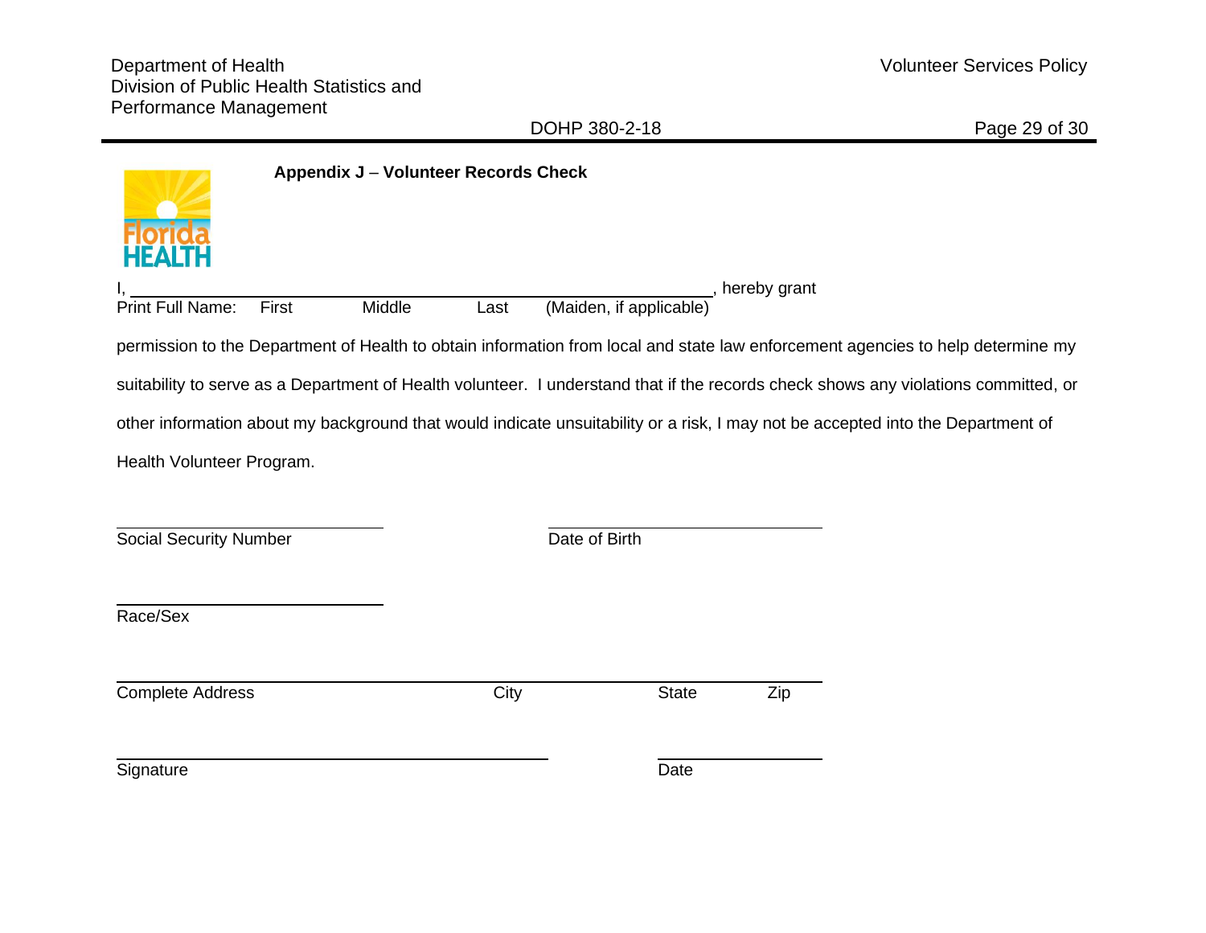## Appendix J – Volunteer Records Check

I, ______________________________________________, hereby grant

Print Full Name: First Middle Last (Maiden, if applicable)

permission to the Department of Health to obtain information from local and state law enforcement agencies to help determine my suitability to serve as a Department of Health volunteer. I understand that if the records check shows any violations committed, or other information about my background that would indicate unsuitability or a risk, I may not be accepted into the Department of Health Volunteer Program.

______________________ ______________________

Social Security Number Date of Birth

______________________

Race/Sex

______________________________________________

Complete Address City State Zip

______________________________ ______________

Signature Date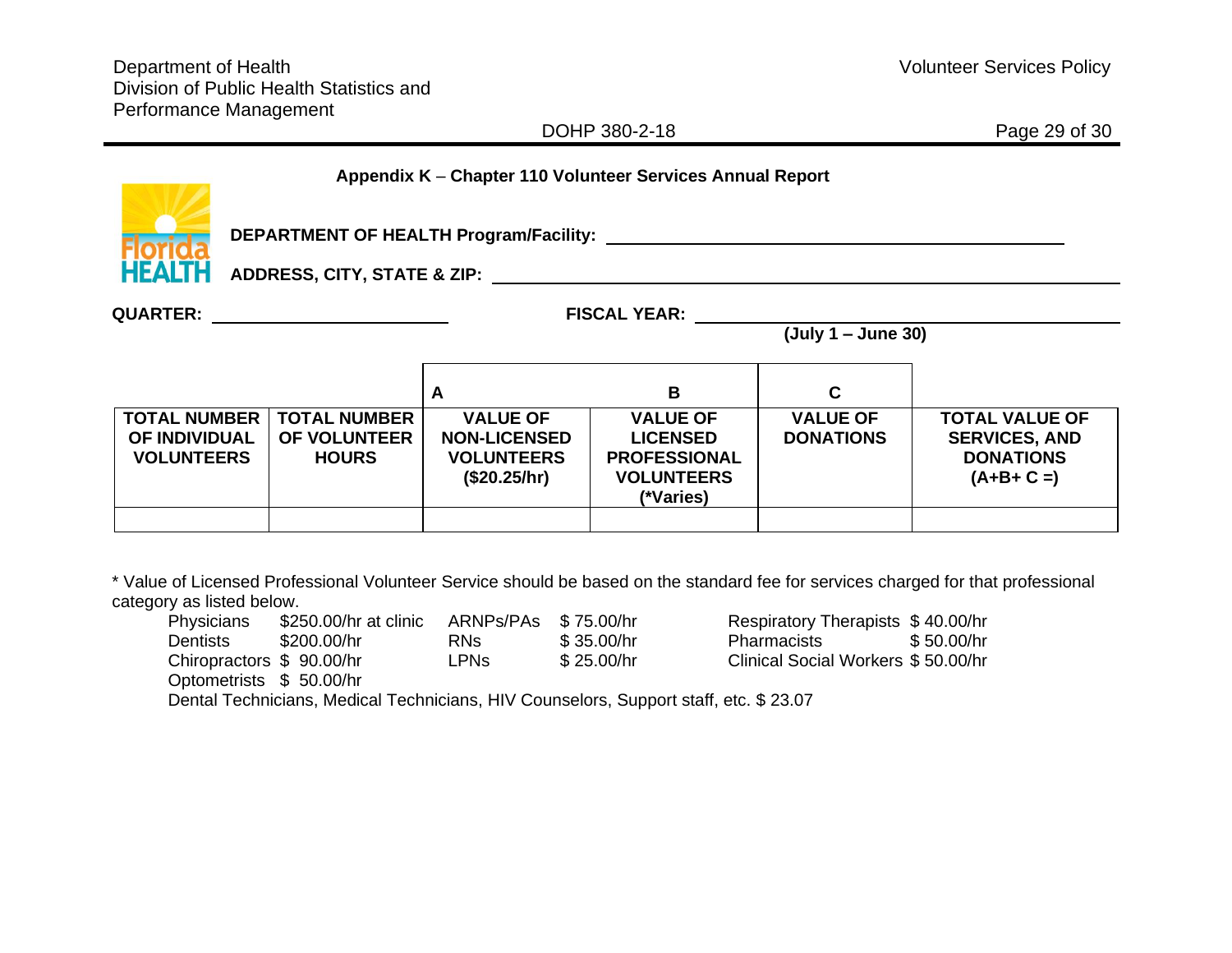## Appendix K – Chapter 110 Volunteer Services Annual Report

**DEPARTMENT OF HEALTH Program/Facility:** ______________________________

**ADDRESS, CITY, STATE & ZIP:** ______________________________

**QUARTER:** ____________________ **FISCAL YEAR:** ____________________
**(July 1 – June 30)**

| | | A | B | C | |
|---|---|---|---|---|---|
| **TOTAL NUMBER OF INDIVIDUAL VOLUNTEERS** | **TOTAL NUMBER OF VOLUNTEER HOURS** | **VALUE OF NON-LICENSED VOLUNTEERS ($20.25/hr)** | **VALUE OF LICENSED PROFESSIONAL VOLUNTEERS (*Varies)** | **VALUE OF DONATIONS** | **TOTAL VALUE OF SERVICES, AND DONATIONS (A+B+ C =)** |
| | | | | | |

* Value of Licensed Professional Volunteer Service should be based on the standard fee for services charged for that professional category as listed below.

| | | | | | |
|---|---|---|---|---|---|
| Physicians | $250.00/hr at clinic | ARNPs/PAs | $ 75.00/hr | Respiratory Therapists | $ 40.00/hr |
| Dentists | $200.00/hr | RNs | $ 35.00/hr | Pharmacists | $ 50.00/hr |
| Chiropractors | $ 90.00/hr | LPNs | $ 25.00/hr | Clinical Social Workers | $ 50.00/hr |
| Optometrists | $ 50.00/hr | | | | |

Dental Technicians, Medical Technicians, HIV Counselors, Support staff, etc. $ 23.07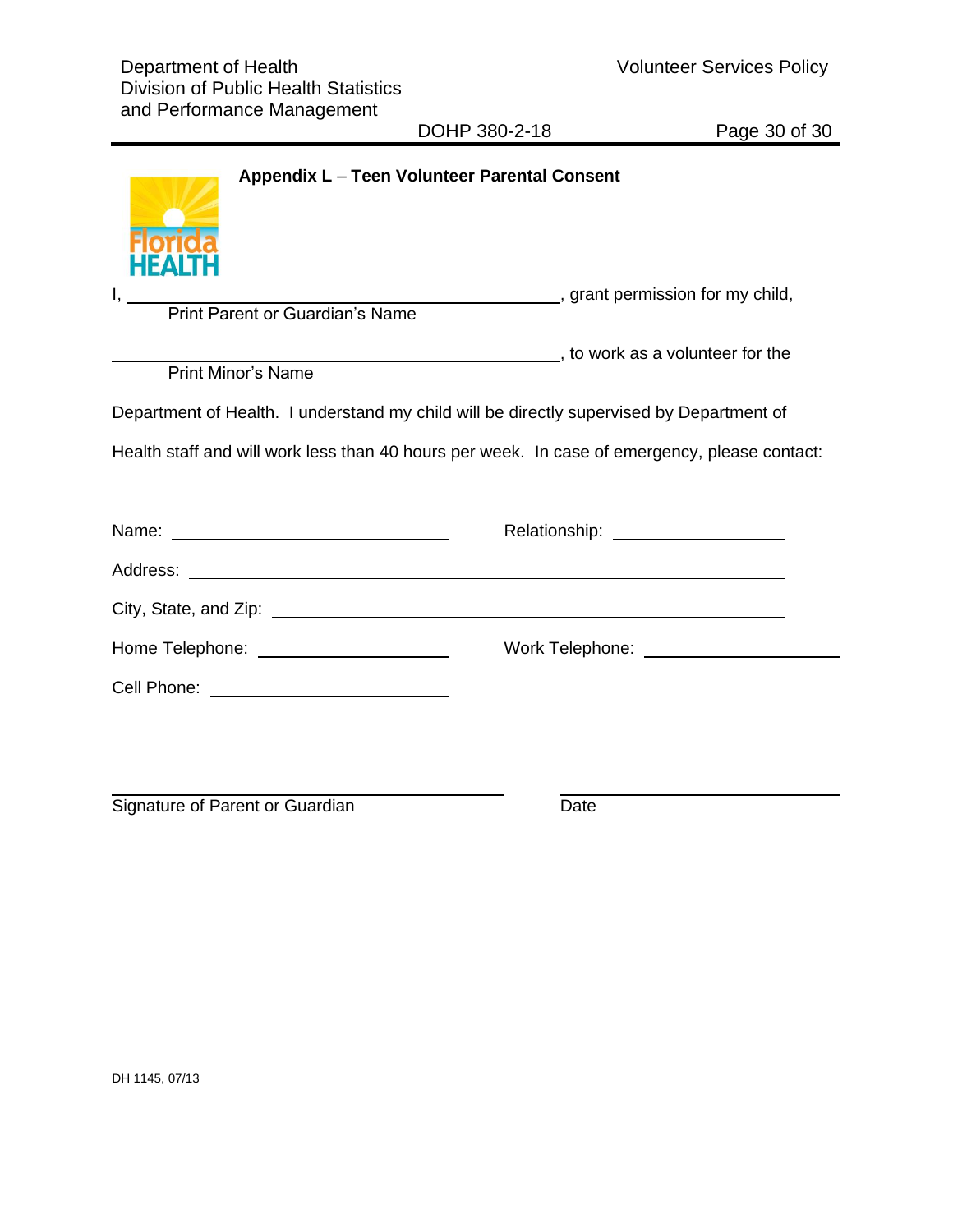## Appendix L – Teen Volunteer Parental Consent

I, ______________________________________________, grant permission for my child,
Print Parent or Guardian's Name

______________________________________________, to work as a volunteer for the
Print Minor's Name

Department of Health. I understand my child will be directly supervised by Department of Health staff and will work less than 40 hours per week. In case of emergency, please contact:

Name: ____________________________ Relationship: __________________

Address: ____________________________________________________________

City, State, and Zip: ___________________________________________________

Home Telephone: ____________________ Work Telephone: ____________________

Cell Phone: ________________________

______________________________________ ______________________
Signature of Parent or Guardian Date

DH 1145, 07/13